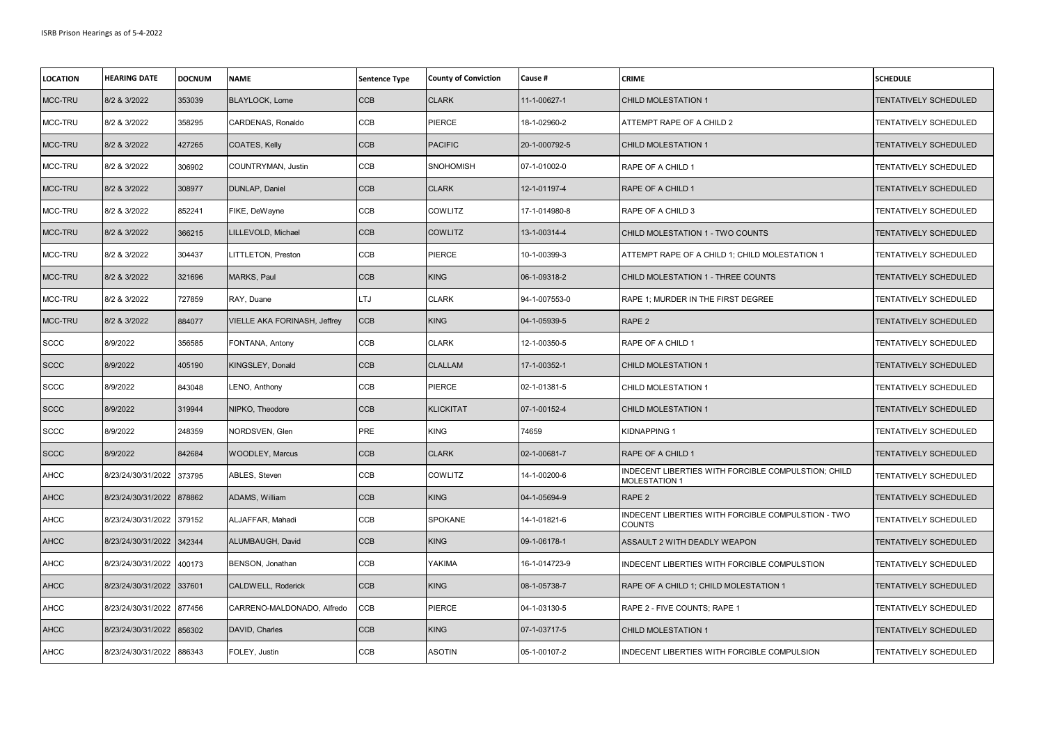ISRB Prison Hearings as of 5-4-2022

| LOCATION | HEARING DATE | DOCNUM | NAME | Sentence Type | County of Conviction | Cause # | CRIME | SCHEDULE |
|---|---|---|---|---|---|---|---|---|
| MCC-TRU | 8/2 & 3/2022 | 353039 | BLAYLOCK, Lorne | CCB | CLARK | 11-1-00627-1 | CHILD MOLESTATION 1 | TENTATIVELY SCHEDULED |
| MCC-TRU | 8/2 & 3/2022 | 358295 | CARDENAS, Ronaldo | CCB | PIERCE | 18-1-02960-2 | ATTEMPT RAPE OF A CHILD 2 | TENTATIVELY SCHEDULED |
| MCC-TRU | 8/2 & 3/2022 | 427265 | COATES, Kelly | CCB | PACIFIC | 20-1-000792-5 | CHILD MOLESTATION 1 | TENTATIVELY SCHEDULED |
| MCC-TRU | 8/2 & 3/2022 | 306902 | COUNTRYMAN, Justin | CCB | SNOHOMISH | 07-1-01002-0 | RAPE OF A CHILD 1 | TENTATIVELY SCHEDULED |
| MCC-TRU | 8/2 & 3/2022 | 308977 | DUNLAP, Daniel | CCB | CLARK | 12-1-01197-4 | RAPE OF A CHILD 1 | TENTATIVELY SCHEDULED |
| MCC-TRU | 8/2 & 3/2022 | 852241 | FIKE, DeWayne | CCB | COWLITZ | 17-1-014980-8 | RAPE OF A CHILD 3 | TENTATIVELY SCHEDULED |
| MCC-TRU | 8/2 & 3/2022 | 366215 | LILLEVOLD, Michael | CCB | COWLITZ | 13-1-00314-4 | CHILD MOLESTATION 1 - TWO COUNTS | TENTATIVELY SCHEDULED |
| MCC-TRU | 8/2 & 3/2022 | 304437 | LITTLETON, Preston | CCB | PIERCE | 10-1-00399-3 | ATTEMPT RAPE OF A CHILD 1; CHILD MOLESTATION 1 | TENTATIVELY SCHEDULED |
| MCC-TRU | 8/2 & 3/2022 | 321696 | MARKS, Paul | CCB | KING | 06-1-09318-2 | CHILD MOLESTATION 1 - THREE COUNTS | TENTATIVELY SCHEDULED |
| MCC-TRU | 8/2 & 3/2022 | 727859 | RAY, Duane | LTJ | CLARK | 94-1-007553-0 | RAPE 1; MURDER IN THE FIRST DEGREE | TENTATIVELY SCHEDULED |
| MCC-TRU | 8/2 & 3/2022 | 884077 | VIELLE AKA FORINASH, Jeffrey | CCB | KING | 04-1-05939-5 | RAPE 2 | TENTATIVELY SCHEDULED |
| SCCC | 8/9/2022 | 356585 | FONTANA, Antony | CCB | CLARK | 12-1-00350-5 | RAPE OF A CHILD 1 | TENTATIVELY SCHEDULED |
| SCCC | 8/9/2022 | 405190 | KINGSLEY, Donald | CCB | CLALLAM | 17-1-00352-1 | CHILD MOLESTATION 1 | TENTATIVELY SCHEDULED |
| SCCC | 8/9/2022 | 843048 | LENO, Anthony | CCB | PIERCE | 02-1-01381-5 | CHILD MOLESTATION 1 | TENTATIVELY SCHEDULED |
| SCCC | 8/9/2022 | 319944 | NIPKO, Theodore | CCB | KLICKITAT | 07-1-00152-4 | CHILD MOLESTATION 1 | TENTATIVELY SCHEDULED |
| SCCC | 8/9/2022 | 248359 | NORDSVEN, Glen | PRE | KING | 74659 | KIDNAPPING 1 | TENTATIVELY SCHEDULED |
| SCCC | 8/9/2022 | 842684 | WOODLEY, Marcus | CCB | CLARK | 02-1-00681-7 | RAPE OF A CHILD 1 | TENTATIVELY SCHEDULED |
| AHCC | 8/23/24/30/31/2022 | 373795 | ABLES, Steven | CCB | COWLITZ | 14-1-00200-6 | INDECENT LIBERTIES WITH FORCIBLE COMPULSTION; CHILD MOLESTATION 1 | TENTATIVELY SCHEDULED |
| AHCC | 8/23/24/30/31/2022 | 878862 | ADAMS, William | CCB | KING | 04-1-05694-9 | RAPE 2 | TENTATIVELY SCHEDULED |
| AHCC | 8/23/24/30/31/2022 | 379152 | ALJAFFAR, Mahadi | CCB | SPOKANE | 14-1-01821-6 | INDECENT LIBERTIES WITH FORCIBLE COMPULSTION - TWO COUNTS | TENTATIVELY SCHEDULED |
| AHCC | 8/23/24/30/31/2022 | 342344 | ALUMBAUGH, David | CCB | KING | 09-1-06178-1 | ASSAULT 2 WITH DEADLY WEAPON | TENTATIVELY SCHEDULED |
| AHCC | 8/23/24/30/31/2022 | 400173 | BENSON, Jonathan | CCB | YAKIMA | 16-1-014723-9 | INDECENT LIBERTIES WITH FORCIBLE COMPULSTION | TENTATIVELY SCHEDULED |
| AHCC | 8/23/24/30/31/2022 | 337601 | CALDWELL, Roderick | CCB | KING | 08-1-05738-7 | RAPE OF A CHILD 1; CHILD MOLESTATION 1 | TENTATIVELY SCHEDULED |
| AHCC | 8/23/24/30/31/2022 | 877456 | CARRENO-MALDONADO, Alfredo | CCB | PIERCE | 04-1-03130-5 | RAPE 2 - FIVE COUNTS; RAPE 1 | TENTATIVELY SCHEDULED |
| AHCC | 8/23/24/30/31/2022 | 856302 | DAVID, Charles | CCB | KING | 07-1-03717-5 | CHILD MOLESTATION 1 | TENTATIVELY SCHEDULED |
| AHCC | 8/23/24/30/31/2022 | 886343 | FOLEY, Justin | CCB | ASOTIN | 05-1-00107-2 | INDECENT LIBERTIES WITH FORCIBLE COMPULSION | TENTATIVELY SCHEDULED |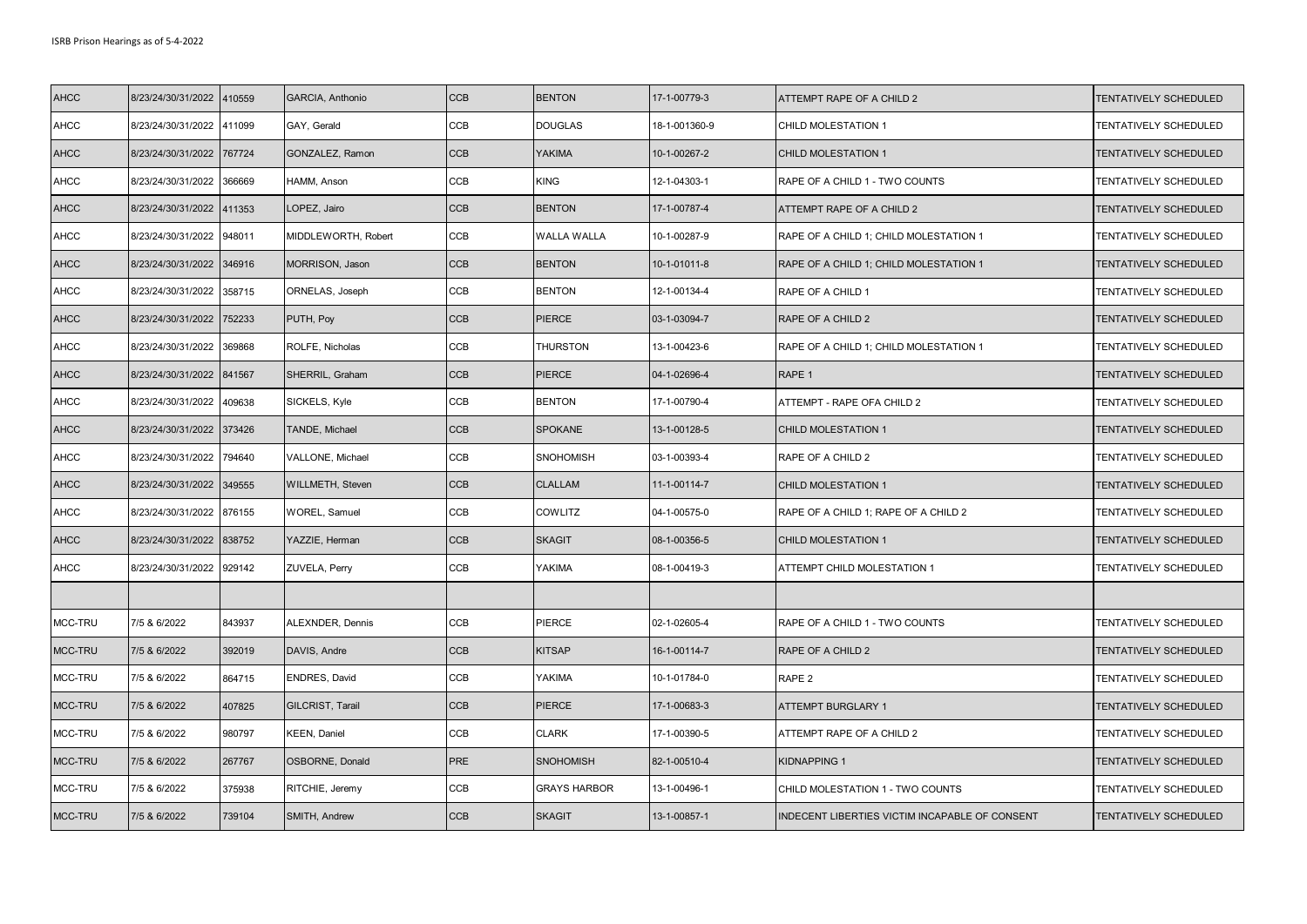| AHCC | 8/23/24/30/31/2022 | 410559 | GARCIA, Anthonio | CCB | BENTON | 17-1-00779-3 | ATTEMPT RAPE OF A CHILD 2 | TENTATIVELY SCHEDULED |
|---|---|---|---|---|---|---|---|---|
| AHCC | 8/23/24/30/31/2022 | 411099 | GAY, Gerald | CCB | DOUGLAS | 18-1-001360-9 | CHILD MOLESTATION 1 | TENTATIVELY SCHEDULED |
| AHCC | 8/23/24/30/31/2022 | 767724 | GONZALEZ, Ramon | CCB | YAKIMA | 10-1-00267-2 | CHILD MOLESTATION 1 | TENTATIVELY SCHEDULED |
| AHCC | 8/23/24/30/31/2022 | 366669 | HAMM, Anson | CCB | KING | 12-1-04303-1 | RAPE OF A CHILD 1 - TWO COUNTS | TENTATIVELY SCHEDULED |
| AHCC | 8/23/24/30/31/2022 | 411353 | LOPEZ, Jairo | CCB | BENTON | 17-1-00787-4 | ATTEMPT RAPE OF A CHILD 2 | TENTATIVELY SCHEDULED |
| AHCC | 8/23/24/30/31/2022 | 948011 | MIDDLEWORTH, Robert | CCB | WALLA WALLA | 10-1-00287-9 | RAPE OF A CHILD 1; CHILD MOLESTATION 1 | TENTATIVELY SCHEDULED |
| AHCC | 8/23/24/30/31/2022 | 346916 | MORRISON, Jason | CCB | BENTON | 10-1-01011-8 | RAPE OF A CHILD 1; CHILD MOLESTATION 1 | TENTATIVELY SCHEDULED |
| AHCC | 8/23/24/30/31/2022 | 358715 | ORNELAS, Joseph | CCB | BENTON | 12-1-00134-4 | RAPE OF A CHILD 1 | TENTATIVELY SCHEDULED |
| AHCC | 8/23/24/30/31/2022 | 752233 | PUTH, Poy | CCB | PIERCE | 03-1-03094-7 | RAPE OF A CHILD 2 | TENTATIVELY SCHEDULED |
| AHCC | 8/23/24/30/31/2022 | 369868 | ROLFE, Nicholas | CCB | THURSTON | 13-1-00423-6 | RAPE OF A CHILD 1; CHILD MOLESTATION 1 | TENTATIVELY SCHEDULED |
| AHCC | 8/23/24/30/31/2022 | 841567 | SHERRIL, Graham | CCB | PIERCE | 04-1-02696-4 | RAPE 1 | TENTATIVELY SCHEDULED |
| AHCC | 8/23/24/30/31/2022 | 409638 | SICKELS, Kyle | CCB | BENTON | 17-1-00790-4 | ATTEMPT - RAPE OFA CHILD 2 | TENTATIVELY SCHEDULED |
| AHCC | 8/23/24/30/31/2022 | 373426 | TANDE, Michael | CCB | SPOKANE | 13-1-00128-5 | CHILD MOLESTATION 1 | TENTATIVELY SCHEDULED |
| AHCC | 8/23/24/30/31/2022 | 794640 | VALLONE, Michael | CCB | SNOHOMISH | 03-1-00393-4 | RAPE OF A CHILD 2 | TENTATIVELY SCHEDULED |
| AHCC | 8/23/24/30/31/2022 | 349555 | WILLMETH, Steven | CCB | CLALLAM | 11-1-00114-7 | CHILD MOLESTATION 1 | TENTATIVELY SCHEDULED |
| AHCC | 8/23/24/30/31/2022 | 876155 | WOREL, Samuel | CCB | COWLITZ | 04-1-00575-0 | RAPE OF A CHILD 1; RAPE OF A CHILD 2 | TENTATIVELY SCHEDULED |
| AHCC | 8/23/24/30/31/2022 | 838752 | YAZZIE, Herman | CCB | SKAGIT | 08-1-00356-5 | CHILD MOLESTATION 1 | TENTATIVELY SCHEDULED |
| AHCC | 8/23/24/30/31/2022 | 929142 | ZUVELA, Perry | CCB | YAKIMA | 08-1-00419-3 | ATTEMPT CHILD MOLESTATION 1 | TENTATIVELY SCHEDULED |
| | | | | | | | | |
| MCC-TRU | 7/5 & 6/2022 | 843937 | ALEXNDER, Dennis | CCB | PIERCE | 02-1-02605-4 | RAPE OF A CHILD 1 - TWO COUNTS | TENTATIVELY SCHEDULED |
| MCC-TRU | 7/5 & 6/2022 | 392019 | DAVIS, Andre | CCB | KITSAP | 16-1-00114-7 | RAPE OF A CHILD 2 | TENTATIVELY SCHEDULED |
| MCC-TRU | 7/5 & 6/2022 | 864715 | ENDRES, David | CCB | YAKIMA | 10-1-01784-0 | RAPE 2 | TENTATIVELY SCHEDULED |
| MCC-TRU | 7/5 & 6/2022 | 407825 | GILCRIST, Tarail | CCB | PIERCE | 17-1-00683-3 | ATTEMPT BURGLARY 1 | TENTATIVELY SCHEDULED |
| MCC-TRU | 7/5 & 6/2022 | 980797 | KEEN, Daniel | CCB | CLARK | 17-1-00390-5 | ATTEMPT RAPE OF A CHILD 2 | TENTATIVELY SCHEDULED |
| MCC-TRU | 7/5 & 6/2022 | 267767 | OSBORNE, Donald | PRE | SNOHOMISH | 82-1-00510-4 | KIDNAPPING 1 | TENTATIVELY SCHEDULED |
| MCC-TRU | 7/5 & 6/2022 | 375938 | RITCHIE, Jeremy | CCB | GRAYS HARBOR | 13-1-00496-1 | CHILD MOLESTATION 1 - TWO COUNTS | TENTATIVELY SCHEDULED |
| MCC-TRU | 7/5 & 6/2022 | 739104 | SMITH, Andrew | CCB | SKAGIT | 13-1-00857-1 | INDECENT LIBERTIES VICTIM INCAPABLE OF CONSENT | TENTATIVELY SCHEDULED |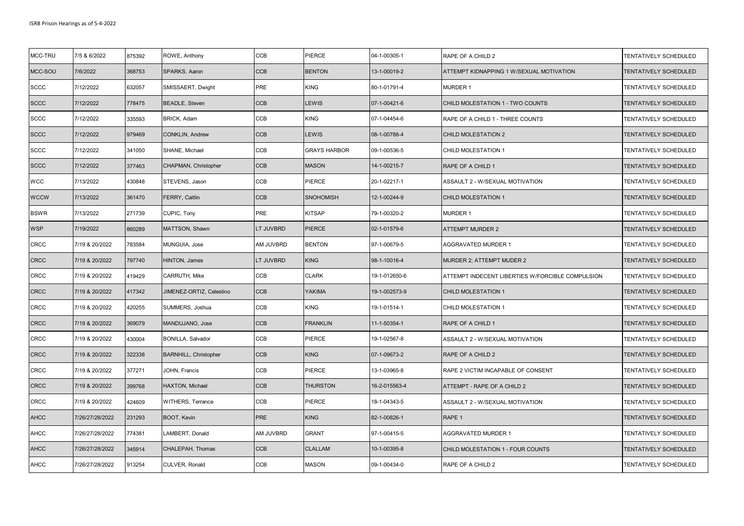| MCC-TRU | 7/5 & 6/2022 | 875392 | ROWE, Anthony | CCB | PIERCE | 04-1-00305-1 | RAPE OF A CHILD 2 | TENTATIVELY SCHEDULED |
|---|---|---|---|---|---|---|---|---|
| MCC-SOU | 7/6/2022 | 368753 | SPARKS, Aaron | CCB | BENTON | 13-1-00019-2 | ATTEMPT KIDNAPPING 1 W/SEXUAL MOTIVATION | TENTATIVELY SCHEDULED |
| SCCC | 7/12/2022 | 632057 | SMISSAERT, Dwight | PRE | KING | 80-1-01791-4 | MURDER 1 | TENTATIVELY SCHEDULED |
| SCCC | 7/12/2022 | 778475 | BEADLE, Steven | CCB | LEWIS | 07-1-00421-6 | CHILD MOLESTATION 1 - TWO COUNTS | TENTATIVELY SCHEDULED |
| SCCC | 7/12/2022 | 335593 | BRICK, Adam | CCB | KING | 07-1-04454-6 | RAPE OF A CHILD 1 - THREE COUNTS | TENTATIVELY SCHEDULED |
| SCCC | 7/12/2022 | 979469 | CONKLIN, Andrew | CCB | LEWIS | 08-1-00788-4 | CHILD MOLESTATION 2 | TENTATIVELY SCHEDULED |
| SCCC | 7/12/2022 | 341050 | SHANE, Michael | CCB | GRAYS HARBOR | 09-1-00536-5 | CHILD MOLESTATION 1 | TENTATIVELY SCHEDULED |
| SCCC | 7/12/2022 | 377463 | CHAPMAN, Christopher | CCB | MASON | 14-1-00215-7 | RAPE OF A CHILD 1 | TENTATIVELY SCHEDULED |
| WCC | 7/13/2022 | 430848 | STEVENS, Jason | CCB | PIERCE | 20-1-02217-1 | ASSAULT 2 - W/SEXUAL MOTIVATION | TENTATIVELY SCHEDULED |
| WCCW | 7/13/2022 | 361470 | FERRY, Caitlin | CCB | SNOHOMISH | 12-1-00244-9 | CHILD MOLESTATION 1 | TENTATIVELY SCHEDULED |
| BSWR | 7/13/2022 | 271739 | CUPIC, Tony | PRE | KITSAP | 79-1-00320-2 | MURDER 1 | TENTATIVELY SCHEDULED |
| WSP | 7/19/2022 | 860289 | MATTSON, Shawn | LT JUVBRD | PIERCE | 02-1-01579-6 | ATTEMPT MURDER 2 | TENTATIVELY SCHEDULED |
| CRCC | 7/19 & 20/2022 | 783584 | MUNGUIA, Jose | AM JUVBRD | BENTON | 97-1-00679-5 | AGGRAVATED MURDER 1 | TENTATIVELY SCHEDULED |
| CRCC | 7/19 & 20/2022 | 797740 | HINTON, James | LT JUVBRD | KING | 98-1-10016-4 | MURDER 2; ATTEMPT MUDER 2 | TENTATIVELY SCHEDULED |
| CRCC | 7/19 & 20/2022 | 419429 | CARRUTH, Mike | CCB | CLARK | 19-1-012650-6 | ATTEMPT INDECENT LIBERTIES W/FORCIBLE COMPULSION | TENTATIVELY SCHEDULED |
| CRCC | 7/19 & 20/2022 | 417342 | JIMENEZ-ORTIZ, Celestino | CCB | YAKIMA | 19-1-002573-9 | CHILD MOLESTATION 1 | TENTATIVELY SCHEDULED |
| CRCC | 7/19 & 20/2022 | 420255 | SUMMERS, Joshua | CCB | KING | 19-1-01514-1 | CHILD MOLESTATION 1 | TENTATIVELY SCHEDULED |
| CRCC | 7/19 & 20/2022 | 369079 | MANDUJANO, Jose | CCB | FRANKLIN | 11-1-50354-1 | RAPE OF A CHILD 1 | TENTATIVELY SCHEDULED |
| CRCC | 7/19 & 20/2022 | 430004 | BONILLA, Salvador | CCB | PIERCE | 19-1-02567-8 | ASSAULT 2 - W/SEXUAL MOTIVATION | TENTATIVELY SCHEDULED |
| CRCC | 7/19 & 20/2022 | 322338 | BARNHILL, Christopher | CCB | KING | 07-1-09673-2 | RAPE OF A CHILD 2 | TENTATIVELY SCHEDULED |
| CRCC | 7/19 & 20/2022 | 377271 | JOHN, Francis | CCB | PIERCE | 13-1-03965-8 | RAPE 2 VICTIM INCAPABLE OF CONSENT | TENTATIVELY SCHEDULED |
| CRCC | 7/19 & 20/2022 | 399768 | HAXTON, Michael | CCB | THURSTON | 16-2-015563-4 | ATTEMPT - RAPE OF A CHILD 2 | TENTATIVELY SCHEDULED |
| CRCC | 7/19 & 20/2022 | 424609 | WITHERS, Terrance | CCB | PIERCE | 18-1-04343-5 | ASSAULT 2 - W/SEXUAL MOTIVATION | TENTATIVELY SCHEDULED |
| AHCC | 7/26/27/28/2022 | 231293 | BOOT, Kevin | PRE | KING | 82-1-00826-1 | RAPE 1 | TENTATIVELY SCHEDULED |
| AHCC | 7/26/27/28/2022 | 774381 | LAMBERT, Donald | AM JUVBRD | GRANT | 97-1-00415-5 | AGGRAVATED MURDER 1 | TENTATIVELY SCHEDULED |
| AHCC | 7/26/27/28/2022 | 345914 | CHALEPAH, Thomas | CCB | CLALLAM | 10-1-00395-8 | CHILD MOLESTATION 1 - FOUR COUNTS | TENTATIVELY SCHEDULED |
| AHCC | 7/26/27/28/2022 | 913254 | CULVER, Ronald | CCB | MASON | 09-1-00434-0 | RAPE OF A CHILD 2 | TENTATIVELY SCHEDULED |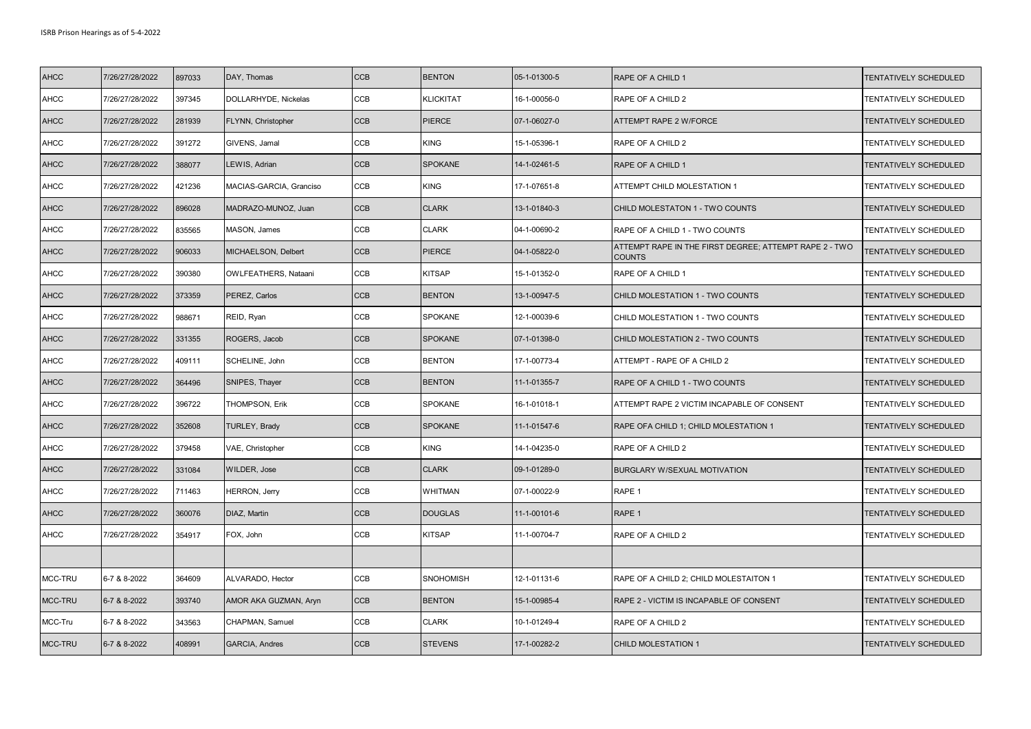| AHCC | 7/26/27/28/2022 | 897033 | DAY, Thomas | CCB | BENTON | 05-1-01300-5 | RAPE OF A CHILD 1 | TENTATIVELY SCHEDULED |
|---|---|---|---|---|---|---|---|---|
| AHCC | 7/26/27/28/2022 | 397345 | DOLLARHYDE, Nickelas | CCB | KLICKITAT | 16-1-00056-0 | RAPE OF A CHILD 2 | TENTATIVELY SCHEDULED |
| AHCC | 7/26/27/28/2022 | 281939 | FLYNN, Christopher | CCB | PIERCE | 07-1-06027-0 | ATTEMPT RAPE 2 W/FORCE | TENTATIVELY SCHEDULED |
| AHCC | 7/26/27/28/2022 | 391272 | GIVENS, Jamal | CCB | KING | 15-1-05396-1 | RAPE OF A CHILD 2 | TENTATIVELY SCHEDULED |
| AHCC | 7/26/27/28/2022 | 388077 | LEWIS, Adrian | CCB | SPOKANE | 14-1-02461-5 | RAPE OF A CHILD 1 | TENTATIVELY SCHEDULED |
| AHCC | 7/26/27/28/2022 | 421236 | MACIAS-GARCIA, Granciso | CCB | KING | 17-1-07651-8 | ATTEMPT CHILD MOLESTATION 1 | TENTATIVELY SCHEDULED |
| AHCC | 7/26/27/28/2022 | 896028 | MADRAZO-MUNOZ, Juan | CCB | CLARK | 13-1-01840-3 | CHILD MOLESTATON 1 - TWO COUNTS | TENTATIVELY SCHEDULED |
| AHCC | 7/26/27/28/2022 | 835565 | MASON, James | CCB | CLARK | 04-1-00690-2 | RAPE OF A CHILD 1 - TWO COUNTS | TENTATIVELY SCHEDULED |
| AHCC | 7/26/27/28/2022 | 906033 | MICHAELSON, Delbert | CCB | PIERCE | 04-1-05822-0 | ATTEMPT RAPE IN THE FIRST DEGREE; ATTEMPT RAPE 2 - TWO COUNTS | TENTATIVELY SCHEDULED |
| AHCC | 7/26/27/28/2022 | 390380 | OWLFEATHERS, Nataani | CCB | KITSAP | 15-1-01352-0 | RAPE OF A CHILD 1 | TENTATIVELY SCHEDULED |
| AHCC | 7/26/27/28/2022 | 373359 | PEREZ, Carlos | CCB | BENTON | 13-1-00947-5 | CHILD MOLESTATION 1 - TWO COUNTS | TENTATIVELY SCHEDULED |
| AHCC | 7/26/27/28/2022 | 988671 | REID, Ryan | CCB | SPOKANE | 12-1-00039-6 | CHILD MOLESTATION 1 - TWO COUNTS | TENTATIVELY SCHEDULED |
| AHCC | 7/26/27/28/2022 | 331355 | ROGERS, Jacob | CCB | SPOKANE | 07-1-01398-0 | CHILD MOLESTATION 2 - TWO COUNTS | TENTATIVELY SCHEDULED |
| AHCC | 7/26/27/28/2022 | 409111 | SCHELINE, John | CCB | BENTON | 17-1-00773-4 | ATTEMPT - RAPE OF A CHILD 2 | TENTATIVELY SCHEDULED |
| AHCC | 7/26/27/28/2022 | 364496 | SNIPES, Thayer | CCB | BENTON | 11-1-01355-7 | RAPE OF A CHILD 1 - TWO COUNTS | TENTATIVELY SCHEDULED |
| AHCC | 7/26/27/28/2022 | 396722 | THOMPSON, Erik | CCB | SPOKANE | 16-1-01018-1 | ATTEMPT RAPE 2 VICTIM INCAPABLE OF CONSENT | TENTATIVELY SCHEDULED |
| AHCC | 7/26/27/28/2022 | 352608 | TURLEY, Brady | CCB | SPOKANE | 11-1-01547-6 | RAPE OFA CHILD 1; CHILD MOLESTATION 1 | TENTATIVELY SCHEDULED |
| AHCC | 7/26/27/28/2022 | 379458 | VAE, Christopher | CCB | KING | 14-1-04235-0 | RAPE OF A CHILD 2 | TENTATIVELY SCHEDULED |
| AHCC | 7/26/27/28/2022 | 331084 | WILDER, Jose | CCB | CLARK | 09-1-01289-0 | BURGLARY W/SEXUAL MOTIVATION | TENTATIVELY SCHEDULED |
| AHCC | 7/26/27/28/2022 | 711463 | HERRON, Jerry | CCB | WHITMAN | 07-1-00022-9 | RAPE 1 | TENTATIVELY SCHEDULED |
| AHCC | 7/26/27/28/2022 | 360076 | DIAZ, Martin | CCB | DOUGLAS | 11-1-00101-6 | RAPE 1 | TENTATIVELY SCHEDULED |
| AHCC | 7/26/27/28/2022 | 354917 | FOX, John | CCB | KITSAP | 11-1-00704-7 | RAPE OF A CHILD 2 | TENTATIVELY SCHEDULED |
| | | | | | | | | |
| MCC-TRU | 6-7 & 8-2022 | 364609 | ALVARADO, Hector | CCB | SNOHOMISH | 12-1-01131-6 | RAPE OF A CHILD 2; CHILD MOLESTAITON 1 | TENTATIVELY SCHEDULED |
| MCC-TRU | 6-7 & 8-2022 | 393740 | AMOR AKA GUZMAN, Aryn | CCB | BENTON | 15-1-00985-4 | RAPE 2 - VICTIM IS INCAPABLE OF CONSENT | TENTATIVELY SCHEDULED |
| MCC-Tru | 6-7 & 8-2022 | 343563 | CHAPMAN, Samuel | CCB | CLARK | 10-1-01249-4 | RAPE OF A CHILD 2 | TENTATIVELY SCHEDULED |
| MCC-TRU | 6-7 & 8-2022 | 408991 | GARCIA, Andres | CCB | STEVENS | 17-1-00282-2 | CHILD MOLESTATION 1 | TENTATIVELY SCHEDULED |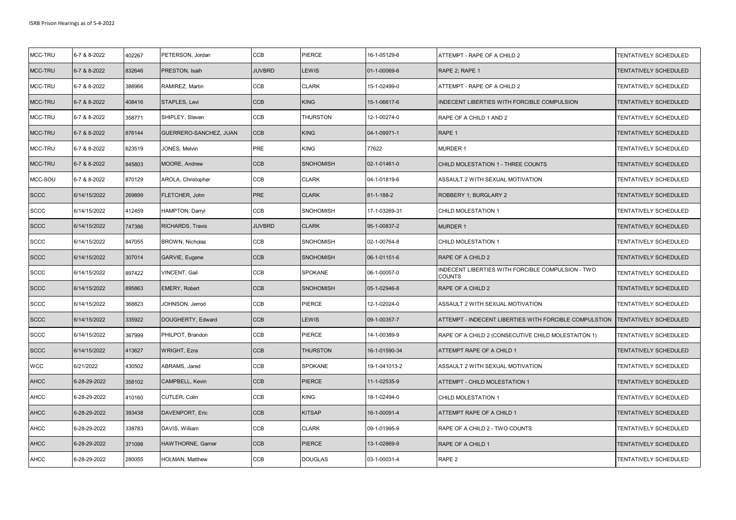| MCC-TRU | 6-7 & 8-2022 | 402267 | PETERSON, Jordan | CCB | PIERCE | 16-1-05129-6 | ATTEMPT - RAPE OF A CHILD 2 | TENTATIVELY SCHEDULED |
|---|---|---|---|---|---|---|---|---|
| MCC-TRU | 6-7 & 8-2022 | 832646 | PRESTON, Isaih | JUVBRD | LEWIS | 01-1-00069-6 | RAPE 2; RAPE 1 | TENTATIVELY SCHEDULED |
| MCC-TRU | 6-7 & 8-2022 | 388966 | RAMIREZ, Martin | CCB | CLARK | 15-1-02499-0 | ATTEMPT - RAPE OF A CHILD 2 | TENTATIVELY SCHEDULED |
| MCC-TRU | 6-7 & 8-2022 | 408416 | STAPLES, Levi | CCB | KING | 15-1-06617-6 | INDECENT LIBERTIES WITH FORCIBLE COMPULSION | TENTATIVELY SCHEDULED |
| MCC-TRU | 6-7 & 8-2022 | 358771 | SHIPLEY, Steven | CCB | THURSTON | 12-1-00274-0 | RAPE OF A CHILD 1 AND 2 | TENTATIVELY SCHEDULED |
| MCC-TRU | 6-7 & 8-2022 | 876144 | GUERRERO-SANCHEZ, JUAN | CCB | KING | 04-1-09971-1 | RAPE 1 | TENTATIVELY SCHEDULED |
| MCC-TRU | 6-7 & 8-2022 | 623519 | JONES, Melvin | PRE | KING | 77622 | MURDER 1 | TENTATIVELY SCHEDULED |
| MCC-TRU | 6-7 & 8-2022 | 845803 | MOORE, Andrew | CCB | SNOHOMISH | 02-1-01461-0 | CHILD MOLESTATION 1 - THREE COUNTS | TENTATIVELY SCHEDULED |
| MCC-SOU | 6-7 & 8-2022 | 870129 | AROLA, Christopher | CCB | CLARK | 04-1-01819-6 | ASSAULT 2 WITH SEXUAL MOTIVATION | TENTATIVELY SCHEDULED |
| SCCC | 6/14/15/2022 | 269899 | FLETCHER, John | PRE | CLARK | 81-1-188-2 | ROBBERY 1; BURGLARY 2 | TENTATIVELY SCHEDULED |
| SCCC | 6/14/15/2022 | 412459 | HAMPTON, Darryl | CCB | SNOHOMISH | 17-1-03269-31 | CHILD MOLESTATION 1 | TENTATIVELY SCHEDULED |
| SCCC | 6/14/15/2022 | 747386 | RICHARDS, Travis | JUVBRD | CLARK | 95-1-00837-2 | MURDER 1 | TENTATIVELY SCHEDULED |
| SCCC | 6/14/15/2022 | 847055 | BROWN, Nicholas | CCB | SNOHOMISH | 02-1-00764-8 | CHILD MOLESTATION 1 | TENTATIVELY SCHEDULED |
| SCCC | 6/14/15/2022 | 307014 | GARVIE, Eugene | CCB | SNOHOMISH | 06-1-01151-6 | RAPE OF A CHILD 2 | TENTATIVELY SCHEDULED |
| SCCC | 6/14/15/2022 | 897422 | VINCENT, Gail | CCB | SPOKANE | 06-1-00057-0 | INDECENT LIBERTIES WITH FORCIBLE COMPULSION - TWO COUNTS | TENTATIVELY SCHEDULED |
| SCCC | 6/14/15/2022 | 895863 | EMERY, Robert | CCB | SNOHOMISH | 05-1-02946-8 | RAPE OF A CHILD 2 | TENTATIVELY SCHEDULED |
| SCCC | 6/14/15/2022 | 368823 | JOHNSON, Jerrod | CCB | PIERCE | 12-1-02024-0 | ASSAULT 2 WITH SEXUAL MOTIVATION | TENTATIVELY SCHEDULED |
| SCCC | 6/14/15/2022 | 335922 | DOUGHERTY, Edward | CCB | LEWIS | 09-1-00357-7 | ATTEMPT - INDECENT LIBERTIES WITH FORCIBLE COMPULSTION | TENTATIVELY SCHEDULED |
| SCCC | 6/14/15/2022 | 367999 | PHILPOT, Brandon | CCB | PIERCE | 14-1-00389-9 | RAPE OF A CHILD 2 (CONSECUTIVE CHILD MOLESTAITON 1) | TENTATIVELY SCHEDULED |
| SCCC | 6/14/15/2022 | 413627 | WRIGHT, Ezra | CCB | THURSTON | 16-1-01590-34 | ATTEMPT RAPE OF A CHILD 1 | TENTATIVELY SCHEDULED |
| WCC | 6/21/2022 | 430502 | ABRAMS, Jared | CCB | SPOKANE | 19-1-041013-2 | ASSAULT 2 WITH SEXUAL MOTIVATION | TENTATIVELY SCHEDULED |
| AHCC | 6-28-29-2022 | 358102 | CAMPBELL, Kevin | CCB | PIERCE | 11-1-02535-9 | ATTEMPT - CHILD MOLESTATION 1 | TENTATIVELY SCHEDULED |
| AHCC | 6-28-29-2022 | 410160 | CUTLER, Colin | CCB | KING | 18-1-02494-0 | CHILD MOLESTATION 1 | TENTATIVELY SCHEDULED |
| AHCC | 6-28-29-2022 | 393438 | DAVENPORT, Eric | CCB | KITSAP | 16-1-00091-4 | ATTEMPT RAPE OF A CHILD 1 | TENTATIVELY SCHEDULED |
| AHCC | 6-28-29-2022 | 338783 | DAVIS, William | CCB | CLARK | 09-1-01995-9 | RAPE OF A CHILD 2 - TWO COUNTS | TENTATIVELY SCHEDULED |
| AHCC | 6-28-29-2022 | 371098 | HAWTHORNE, Garner | CCB | PIERCE | 13-1-02869-9 | RAPE OF A CHILD 1 | TENTATIVELY SCHEDULED |
| AHCC | 6-28-29-2022 | 280055 | HOLMAN, Matthew | CCB | DOUGLAS | 03-1-00031-4 | RAPE 2 | TENTATIVELY SCHEDULED |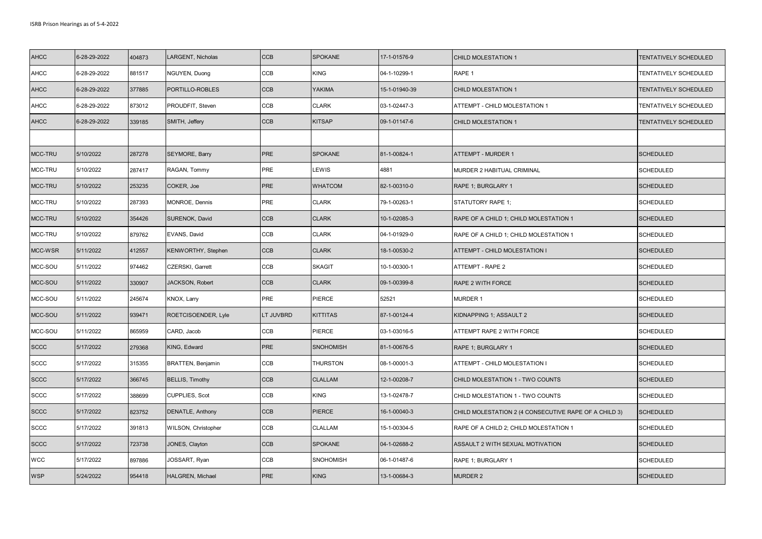| AHCC | 6-28-29-2022 | 404873 | LARGENT, Nicholas | CCB | SPOKANE | 17-1-01576-9 | CHILD MOLESTATION 1 | TENTATIVELY SCHEDULED |
|---|---|---|---|---|---|---|---|---|
| AHCC | 6-28-29-2022 | 881517 | NGUYEN, Duong | CCB | KING | 04-1-10299-1 | RAPE 1 | TENTATIVELY SCHEDULED |
| AHCC | 6-28-29-2022 | 377885 | PORTILLO-ROBLES | CCB | YAKIMA | 15-1-01940-39 | CHILD MOLESTATION 1 | TENTATIVELY SCHEDULED |
| AHCC | 6-28-29-2022 | 873012 | PROUDFIT, Steven | CCB | CLARK | 03-1-02447-3 | ATTEMPT - CHILD MOLESTATION 1 | TENTATIVELY SCHEDULED |
| AHCC | 6-28-29-2022 | 339185 | SMITH, Jeffery | CCB | KITSAP | 09-1-01147-6 | CHILD MOLESTATION 1 | TENTATIVELY SCHEDULED |
| | | | | | | | | |
| MCC-TRU | 5/10/2022 | 287278 | SEYMORE, Barry | PRE | SPOKANE | 81-1-00824-1 | ATTEMPT - MURDER 1 | SCHEDULED |
| MCC-TRU | 5/10/2022 | 287417 | RAGAN, Tommy | PRE | LEWIS | 4881 | MURDER 2 HABITUAL CRIMINAL | SCHEDULED |
| MCC-TRU | 5/10/2022 | 253235 | COKER, Joe | PRE | WHATCOM | 82-1-00310-0 | RAPE 1; BURGLARY 1 | SCHEDULED |
| MCC-TRU | 5/10/2022 | 287393 | MONROE, Dennis | PRE | CLARK | 79-1-00263-1 | STATUTORY RAPE 1; | SCHEDULED |
| MCC-TRU | 5/10/2022 | 354426 | SURENOK, David | CCB | CLARK | 10-1-02085-3 | RAPE OF A CHILD 1; CHILD MOLESTATION 1 | SCHEDULED |
| MCC-TRU | 5/10/2022 | 879762 | EVANS, David | CCB | CLARK | 04-1-01929-0 | RAPE OF A CHILD 1; CHILD MOLESTATION 1 | SCHEDULED |
| MCC-WSR | 5/11/2022 | 412557 | KENWORTHY, Stephen | CCB | CLARK | 18-1-00530-2 | ATTEMPT - CHILD MOLESTATION I | SCHEDULED |
| MCC-SOU | 5/11/2022 | 974462 | CZERSKI, Garrett | CCB | SKAGIT | 10-1-00300-1 | ATTEMPT - RAPE 2 | SCHEDULED |
| MCC-SOU | 5/11/2022 | 330907 | JACKSON, Robert | CCB | CLARK | 09-1-00399-8 | RAPE 2 WITH FORCE | SCHEDULED |
| MCC-SOU | 5/11/2022 | 245674 | KNOX, Larry | PRE | PIERCE | 52521 | MURDER 1 | SCHEDULED |
| MCC-SOU | 5/11/2022 | 939471 | ROETCISOENDER, Lyle | LT JUVBRD | KITTITAS | 87-1-00124-4 | KIDNAPPING 1; ASSAULT 2 | SCHEDULED |
| MCC-SOU | 5/11/2022 | 865959 | CARD, Jacob | CCB | PIERCE | 03-1-03016-5 | ATTEMPT RAPE 2 WITH FORCE | SCHEDULED |
| SCCC | 5/17/2022 | 279368 | KING, Edward | PRE | SNOHOMISH | 81-1-00676-5 | RAPE 1; BURGLARY 1 | SCHEDULED |
| SCCC | 5/17/2022 | 315355 | BRATTEN, Benjamin | CCB | THURSTON | 08-1-00001-3 | ATTEMPT - CHILD MOLESTATION I | SCHEDULED |
| SCCC | 5/17/2022 | 366745 | BELLIS, Timothy | CCB | CLALLAM | 12-1-00208-7 | CHILD MOLESTATION 1 - TWO COUNTS | SCHEDULED |
| SCCC | 5/17/2022 | 388699 | CUPPLIES, Scot | CCB | KING | 13-1-02478-7 | CHILD MOLESTATION 1 - TWO COUNTS | SCHEDULED |
| SCCC | 5/17/2022 | 823752 | DENATLE, Anthony | CCB | PIERCE | 16-1-00040-3 | CHILD MOLESTATION 2 (4 CONSECUTIVE RAPE OF A CHILD 3) | SCHEDULED |
| SCCC | 5/17/2022 | 391813 | WILSON, Christopher | CCB | CLALLAM | 15-1-00304-5 | RAPE OF A CHILD 2; CHILD MOLESTATION 1 | SCHEDULED |
| SCCC | 5/17/2022 | 723738 | JONES, Clayton | CCB | SPOKANE | 04-1-02688-2 | ASSAULT 2 WITH SEXUAL MOTIVATION | SCHEDULED |
| WCC | 5/17/2022 | 897886 | JOSSART, Ryan | CCB | SNOHOMISH | 06-1-01487-6 | RAPE 1; BURGLARY 1 | SCHEDULED |
| WSP | 5/24/2022 | 954418 | HALGREN, Michael | PRE | KING | 13-1-00684-3 | MURDER 2 | SCHEDULED |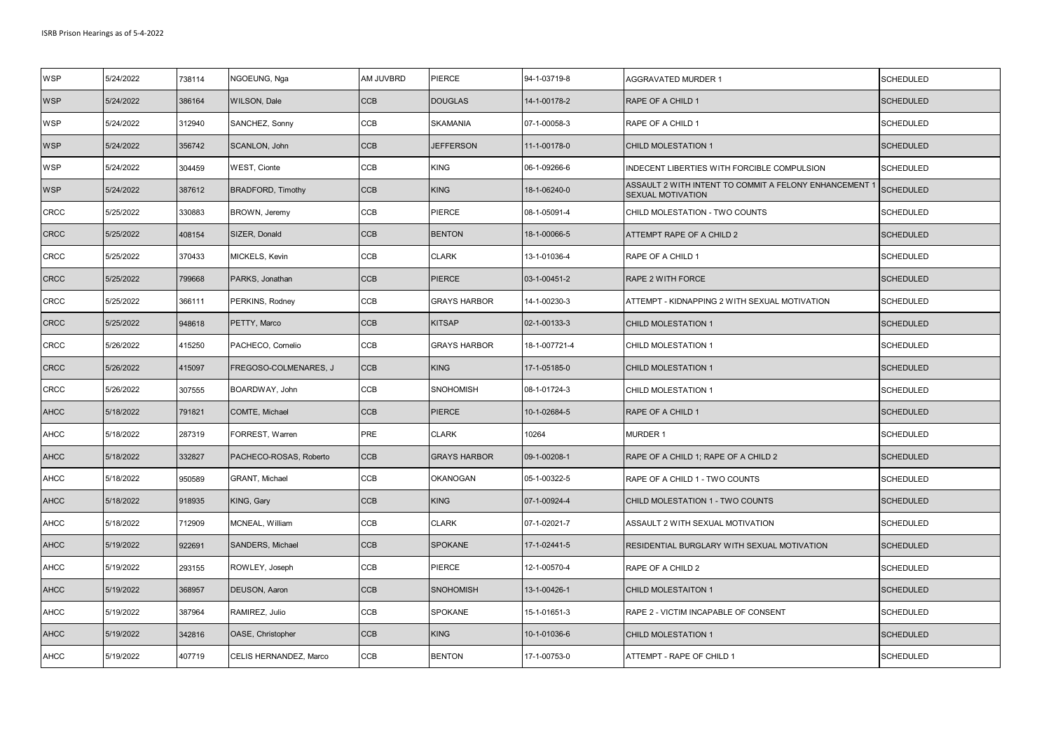| WSP | 5/24/2022 | 738114 | NGOEUNG, Nga | AM JUVBRD | PIERCE | 94-1-03719-8 | AGGRAVATED MURDER 1 | SCHEDULED |
|---|---|---|---|---|---|---|---|---|
| WSP | 5/24/2022 | 386164 | WILSON, Dale | CCB | DOUGLAS | 14-1-00178-2 | RAPE OF A CHILD 1 | SCHEDULED |
| WSP | 5/24/2022 | 312940 | SANCHEZ, Sonny | CCB | SKAMANIA | 07-1-00058-3 | RAPE OF A CHILD 1 | SCHEDULED |
| WSP | 5/24/2022 | 356742 | SCANLON, John | CCB | JEFFERSON | 11-1-00178-0 | CHILD MOLESTATION 1 | SCHEDULED |
| WSP | 5/24/2022 | 304459 | WEST, Cionte | CCB | KING | 06-1-09266-6 | INDECENT LIBERTIES WITH FORCIBLE COMPULSION | SCHEDULED |
| WSP | 5/24/2022 | 387612 | BRADFORD, Timothy | CCB | KING | 18-1-06240-0 | ASSAULT 2 WITH INTENT TO COMMIT A FELONY ENHANCEMENT 1 SEXUAL MOTIVATION | SCHEDULED |
| CRCC | 5/25/2022 | 330883 | BROWN, Jeremy | CCB | PIERCE | 08-1-05091-4 | CHILD MOLESTATION - TWO COUNTS | SCHEDULED |
| CRCC | 5/25/2022 | 408154 | SIZER, Donald | CCB | BENTON | 18-1-00066-5 | ATTEMPT RAPE OF A CHILD 2 | SCHEDULED |
| CRCC | 5/25/2022 | 370433 | MICKELS, Kevin | CCB | CLARK | 13-1-01036-4 | RAPE OF A CHILD 1 | SCHEDULED |
| CRCC | 5/25/2022 | 799668 | PARKS, Jonathan | CCB | PIERCE | 03-1-00451-2 | RAPE 2 WITH FORCE | SCHEDULED |
| CRCC | 5/25/2022 | 366111 | PERKINS, Rodney | CCB | GRAYS HARBOR | 14-1-00230-3 | ATTEMPT - KIDNAPPING 2 WITH SEXUAL MOTIVATION | SCHEDULED |
| CRCC | 5/25/2022 | 948618 | PETTY, Marco | CCB | KITSAP | 02-1-00133-3 | CHILD MOLESTATION 1 | SCHEDULED |
| CRCC | 5/26/2022 | 415250 | PACHECO, Cornelio | CCB | GRAYS HARBOR | 18-1-007721-4 | CHILD MOLESTATION 1 | SCHEDULED |
| CRCC | 5/26/2022 | 415097 | FREGOSO-COLMENARES, J | CCB | KING | 17-1-05185-0 | CHILD MOLESTATION 1 | SCHEDULED |
| CRCC | 5/26/2022 | 307555 | BOARDWAY, John | CCB | SNOHOMISH | 08-1-01724-3 | CHILD MOLESTATION 1 | SCHEDULED |
| AHCC | 5/18/2022 | 791821 | COMTE, Michael | CCB | PIERCE | 10-1-02684-5 | RAPE OF A CHILD 1 | SCHEDULED |
| AHCC | 5/18/2022 | 287319 | FORREST, Warren | PRE | CLARK | 10264 | MURDER 1 | SCHEDULED |
| AHCC | 5/18/2022 | 332827 | PACHECO-ROSAS, Roberto | CCB | GRAYS HARBOR | 09-1-00208-1 | RAPE OF A CHILD 1; RAPE OF A CHILD 2 | SCHEDULED |
| AHCC | 5/18/2022 | 950589 | GRANT, Michael | CCB | OKANOGAN | 05-1-00322-5 | RAPE OF A CHILD 1 - TWO COUNTS | SCHEDULED |
| AHCC | 5/18/2022 | 918935 | KING, Gary | CCB | KING | 07-1-00924-4 | CHILD MOLESTATION 1 - TWO COUNTS | SCHEDULED |
| AHCC | 5/18/2022 | 712909 | MCNEAL, William | CCB | CLARK | 07-1-02021-7 | ASSAULT 2 WITH SEXUAL MOTIVATION | SCHEDULED |
| AHCC | 5/19/2022 | 922691 | SANDERS, Michael | CCB | SPOKANE | 17-1-02441-5 | RESIDENTIAL BURGLARY WITH SEXUAL MOTIVATION | SCHEDULED |
| AHCC | 5/19/2022 | 293155 | ROWLEY, Joseph | CCB | PIERCE | 12-1-00570-4 | RAPE OF A CHILD 2 | SCHEDULED |
| AHCC | 5/19/2022 | 368957 | DEUSON, Aaron | CCB | SNOHOMISH | 13-1-00426-1 | CHILD MOLESTAITON 1 | SCHEDULED |
| AHCC | 5/19/2022 | 387964 | RAMIREZ, Julio | CCB | SPOKANE | 15-1-01651-3 | RAPE 2 - VICTIM INCAPABLE OF CONSENT | SCHEDULED |
| AHCC | 5/19/2022 | 342816 | OASE, Christopher | CCB | KING | 10-1-01036-6 | CHILD MOLESTATION 1 | SCHEDULED |
| AHCC | 5/19/2022 | 407719 | CELIS HERNANDEZ, Marco | CCB | BENTON | 17-1-00753-0 | ATTEMPT - RAPE OF CHILD 1 | SCHEDULED |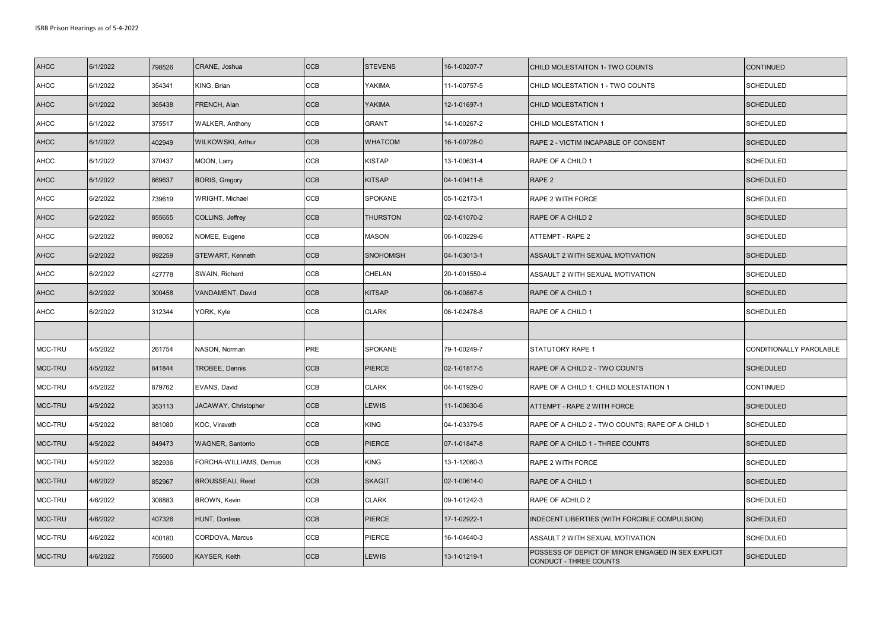| | | | | | | | | |
|---|---|---|---|---|---|---|---|---|
| AHCC | 6/1/2022 | 798526 | CRANE, Joshua | CCB | STEVENS | 16-1-00207-7 | CHILD MOLESTAITON 1- TWO COUNTS | CONTINUED |
| AHCC | 6/1/2022 | 354341 | KING, Brian | CCB | YAKIMA | 11-1-00757-5 | CHILD MOLESTATION 1 - TWO COUNTS | SCHEDULED |
| AHCC | 6/1/2022 | 365438 | FRENCH, Alan | CCB | YAKIMA | 12-1-01697-1 | CHILD MOLESTATION 1 | SCHEDULED |
| AHCC | 6/1/2022 | 375517 | WALKER, Anthony | CCB | GRANT | 14-1-00267-2 | CHILD MOLESTATION 1 | SCHEDULED |
| AHCC | 6/1/2022 | 402949 | WILKOWSKI, Arthur | CCB | WHATCOM | 16-1-00728-0 | RAPE 2 - VICTIM INCAPABLE OF CONSENT | SCHEDULED |
| AHCC | 6/1/2022 | 370437 | MOON, Larry | CCB | KISTAP | 13-1-00631-4 | RAPE OF A CHILD 1 | SCHEDULED |
| AHCC | 6/1/2022 | 869637 | BORIS, Gregory | CCB | KITSAP | 04-1-00411-8 | RAPE 2 | SCHEDULED |
| AHCC | 6/2/2022 | 739619 | WRIGHT, Michael | CCB | SPOKANE | 05-1-02173-1 | RAPE 2 WITH FORCE | SCHEDULED |
| AHCC | 6/2/2022 | 855655 | COLLINS, Jeffrey | CCB | THURSTON | 02-1-01070-2 | RAPE OF A CHILD 2 | SCHEDULED |
| AHCC | 6/2/2022 | 898052 | NOMEE, Eugene | CCB | MASON | 06-1-00229-6 | ATTEMPT - RAPE 2 | SCHEDULED |
| AHCC | 6/2/2022 | 892259 | STEWART, Kenneth | CCB | SNOHOMISH | 04-1-03013-1 | ASSAULT 2 WITH SEXUAL MOTIVATION | SCHEDULED |
| AHCC | 6/2/2022 | 427778 | SWAIN, Richard | CCB | CHELAN | 20-1-001550-4 | ASSAULT 2 WITH SEXUAL MOTIVATION | SCHEDULED |
| AHCC | 6/2/2022 | 300458 | VANDAMENT, David | CCB | KITSAP | 06-1-00867-5 | RAPE OF A CHILD 1 | SCHEDULED |
| AHCC | 6/2/2022 | 312344 | YORK, Kyle | CCB | CLARK | 06-1-02478-8 | RAPE OF A CHILD 1 | SCHEDULED |
| | | | | | | | | |
| MCC-TRU | 4/5/2022 | 261754 | NASON, Norman | PRE | SPOKANE | 79-1-00249-7 | STATUTORY RAPE 1 | CONDITIONALLY PAROLABLE |
| MCC-TRU | 4/5/2022 | 841844 | TROBEE, Dennis | CCB | PIERCE | 02-1-01817-5 | RAPE OF A CHILD 2 - TWO COUNTS | SCHEDULED |
| MCC-TRU | 4/5/2022 | 879762 | EVANS, David | CCB | CLARK | 04-1-01929-0 | RAPE OF A CHILD 1; CHILD MOLESTATION 1 | CONTINUED |
| MCC-TRU | 4/5/2022 | 353113 | JACAWAY, Christopher | CCB | LEWIS | 11-1-00630-6 | ATTEMPT - RAPE 2 WITH FORCE | SCHEDULED |
| MCC-TRU | 4/5/2022 | 881080 | KOC, Viraveth | CCB | KING | 04-1-03379-5 | RAPE OF A CHILD 2 - TWO COUNTS; RAPE OF A CHILD 1 | SCHEDULED |
| MCC-TRU | 4/5/2022 | 849473 | WAGNER, Santorrio | CCB | PIERCE | 07-1-01847-8 | RAPE OF A CHILD 1 - THREE COUNTS | SCHEDULED |
| MCC-TRU | 4/5/2022 | 382936 | FORCHA-WILLIAMS, Derrius | CCB | KING | 13-1-12060-3 | RAPE 2 WITH FORCE | SCHEDULED |
| MCC-TRU | 4/6/2022 | 852967 | BROUSSEAU, Reed | CCB | SKAGIT | 02-1-00614-0 | RAPE OF A CHILD 1 | SCHEDULED |
| MCC-TRU | 4/6/2022 | 308883 | BROWN, Kevin | CCB | CLARK | 09-1-01242-3 | RAPE OF ACHILD 2 | SCHEDULED |
| MCC-TRU | 4/6/2022 | 407326 | HUNT, Donteas | CCB | PIERCE | 17-1-02922-1 | INDECENT LIBERTIES (WITH FORCIBLE COMPULSION) | SCHEDULED |
| MCC-TRU | 4/6/2022 | 400180 | CORDOVA, Marcus | CCB | PIERCE | 16-1-04640-3 | ASSAULT 2 WITH SEXUAL MOTIVATION | SCHEDULED |
| MCC-TRU | 4/6/2022 | 755600 | KAYSER, Keith | CCB | LEWIS | 13-1-01219-1 | POSSESS OF DEPICT OF MINOR ENGAGED IN SEX EXPLICIT CONDUCT - THREE COUNTS | SCHEDULED |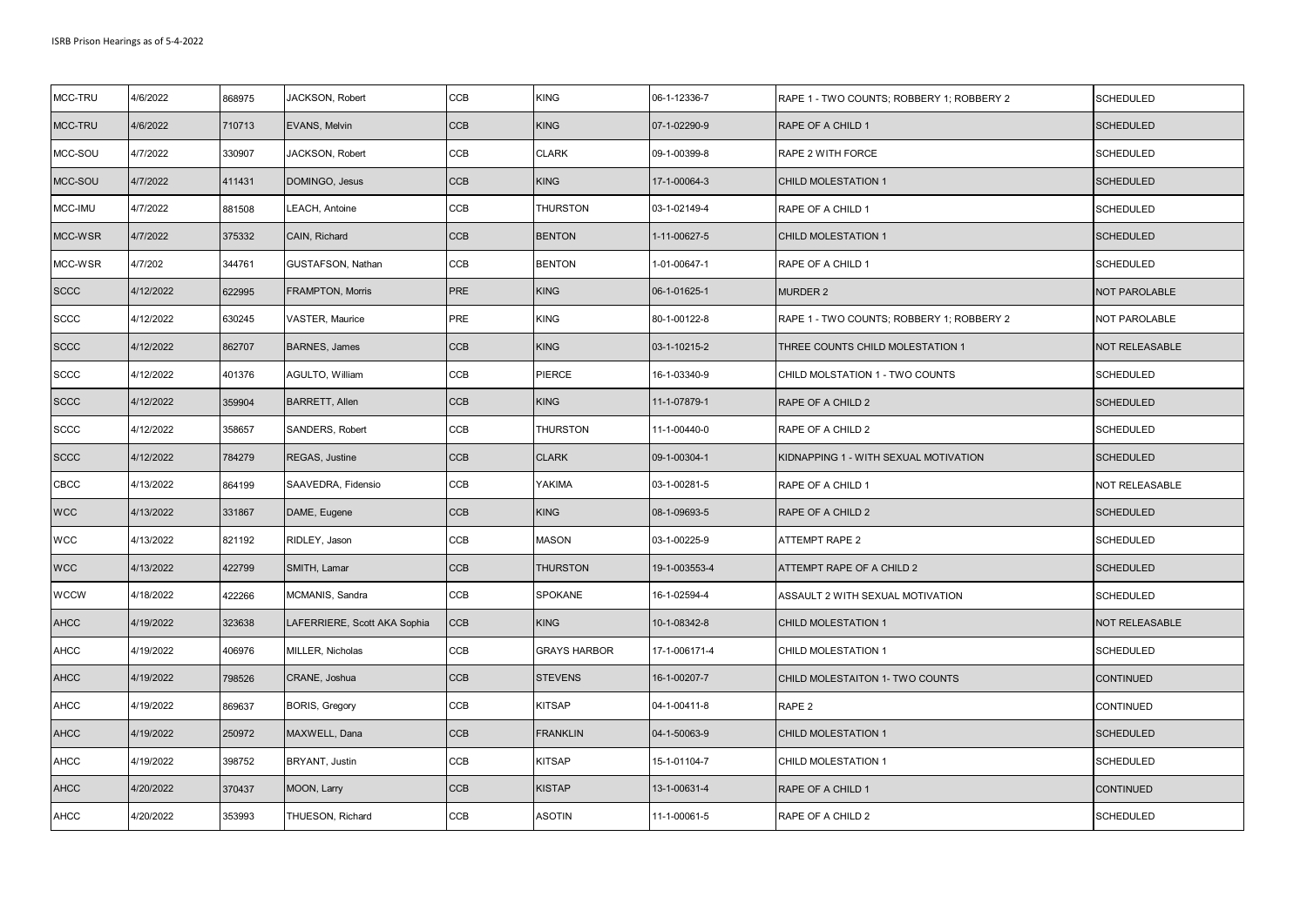| MCC-TRU | 4/6/2022 | 868975 | JACKSON, Robert | CCB | KING | 06-1-12336-7 | RAPE 1 - TWO COUNTS; ROBBERY 1; ROBBERY 2 | SCHEDULED |
|---|---|---|---|---|---|---|---|---|
| MCC-TRU | 4/6/2022 | 710713 | EVANS, Melvin | CCB | KING | 07-1-02290-9 | RAPE OF A CHILD 1 | SCHEDULED |
| MCC-SOU | 4/7/2022 | 330907 | JACKSON, Robert | CCB | CLARK | 09-1-00399-8 | RAPE 2 WITH FORCE | SCHEDULED |
| MCC-SOU | 4/7/2022 | 411431 | DOMINGO, Jesus | CCB | KING | 17-1-00064-3 | CHILD MOLESTATION 1 | SCHEDULED |
| MCC-IMU | 4/7/2022 | 881508 | LEACH, Antoine | CCB | THURSTON | 03-1-02149-4 | RAPE OF A CHILD 1 | SCHEDULED |
| MCC-WSR | 4/7/2022 | 375332 | CAIN, Richard | CCB | BENTON | 1-11-00627-5 | CHILD MOLESTATION 1 | SCHEDULED |
| MCC-WSR | 4/7/202 | 344761 | GUSTAFSON, Nathan | CCB | BENTON | 1-01-00647-1 | RAPE OF A CHILD 1 | SCHEDULED |
| SCCC | 4/12/2022 | 622995 | FRAMPTON, Morris | PRE | KING | 06-1-01625-1 | MURDER 2 | NOT PAROLABLE |
| SCCC | 4/12/2022 | 630245 | VASTER, Maurice | PRE | KING | 80-1-00122-8 | RAPE 1 - TWO COUNTS; ROBBERY 1; ROBBERY 2 | NOT PAROLABLE |
| SCCC | 4/12/2022 | 862707 | BARNES, James | CCB | KING | 03-1-10215-2 | THREE COUNTS CHILD MOLESTATION 1 | NOT RELEASABLE |
| SCCC | 4/12/2022 | 401376 | AGULTO, William | CCB | PIERCE | 16-1-03340-9 | CHILD MOLSTATION 1 - TWO COUNTS | SCHEDULED |
| SCCC | 4/12/2022 | 359904 | BARRETT, Allen | CCB | KING | 11-1-07879-1 | RAPE OF A CHILD 2 | SCHEDULED |
| SCCC | 4/12/2022 | 358657 | SANDERS, Robert | CCB | THURSTON | 11-1-00440-0 | RAPE OF A CHILD 2 | SCHEDULED |
| SCCC | 4/12/2022 | 784279 | REGAS, Justine | CCB | CLARK | 09-1-00304-1 | KIDNAPPING 1 - WITH SEXUAL MOTIVATION | SCHEDULED |
| CBCC | 4/13/2022 | 864199 | SAAVEDRA, Fidensio | CCB | YAKIMA | 03-1-00281-5 | RAPE OF A CHILD 1 | NOT RELEASABLE |
| WCC | 4/13/2022 | 331867 | DAME, Eugene | CCB | KING | 08-1-09693-5 | RAPE OF A CHILD 2 | SCHEDULED |
| WCC | 4/13/2022 | 821192 | RIDLEY, Jason | CCB | MASON | 03-1-00225-9 | ATTEMPT RAPE 2 | SCHEDULED |
| WCC | 4/13/2022 | 422799 | SMITH, Lamar | CCB | THURSTON | 19-1-003553-4 | ATTEMPT RAPE OF A CHILD 2 | SCHEDULED |
| WCCW | 4/18/2022 | 422266 | MCMANIS, Sandra | CCB | SPOKANE | 16-1-02594-4 | ASSAULT 2 WITH SEXUAL MOTIVATION | SCHEDULED |
| AHCC | 4/19/2022 | 323638 | LAFERRIERE, Scott AKA Sophia | CCB | KING | 10-1-08342-8 | CHILD MOLESTATION 1 | NOT RELEASABLE |
| AHCC | 4/19/2022 | 406976 | MILLER, Nicholas | CCB | GRAYS HARBOR | 17-1-006171-4 | CHILD MOLESTATION 1 | SCHEDULED |
| AHCC | 4/19/2022 | 798526 | CRANE, Joshua | CCB | STEVENS | 16-1-00207-7 | CHILD MOLESTAITON 1- TWO COUNTS | CONTINUED |
| AHCC | 4/19/2022 | 869637 | BORIS, Gregory | CCB | KITSAP | 04-1-00411-8 | RAPE 2 | CONTINUED |
| AHCC | 4/19/2022 | 250972 | MAXWELL, Dana | CCB | FRANKLIN | 04-1-50063-9 | CHILD MOLESTATION 1 | SCHEDULED |
| AHCC | 4/19/2022 | 398752 | BRYANT, Justin | CCB | KITSAP | 15-1-01104-7 | CHILD MOLESTATION 1 | SCHEDULED |
| AHCC | 4/20/2022 | 370437 | MOON, Larry | CCB | KISTAP | 13-1-00631-4 | RAPE OF A CHILD 1 | CONTINUED |
| AHCC | 4/20/2022 | 353993 | THUESON, Richard | CCB | ASOTIN | 11-1-00061-5 | RAPE OF A CHILD 2 | SCHEDULED |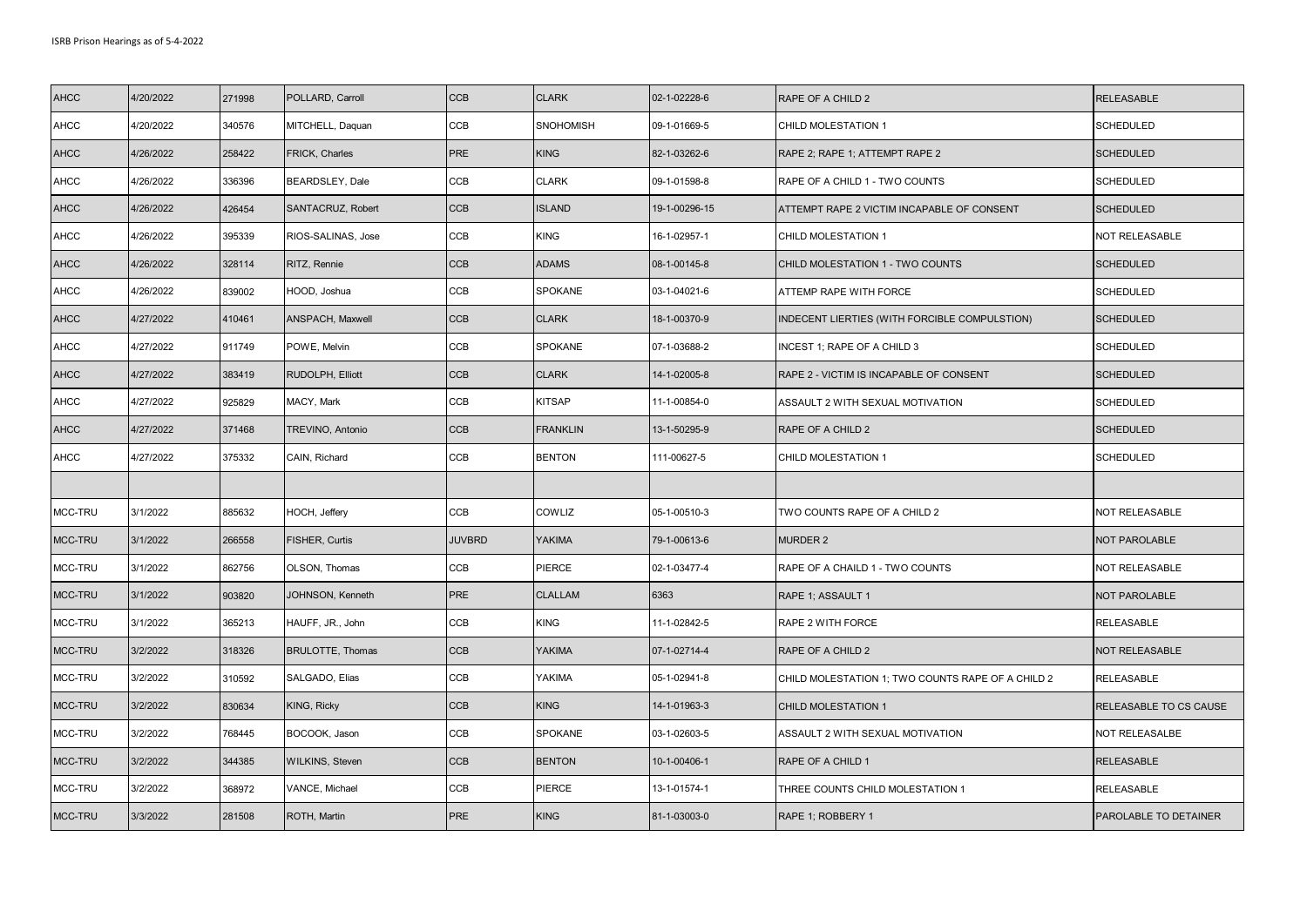| AHCC | 4/20/2022 | 271998 | POLLARD, Carroll | CCB | CLARK | 02-1-02228-6 | RAPE OF A CHILD 2 | RELEASABLE |
|---|---|---|---|---|---|---|---|---|
| AHCC | 4/20/2022 | 340576 | MITCHELL, Daquan | CCB | SNOHOMISH | 09-1-01669-5 | CHILD MOLESTATION 1 | SCHEDULED |
| AHCC | 4/26/2022 | 258422 | FRICK, Charles | PRE | KING | 82-1-03262-6 | RAPE 2; RAPE 1; ATTEMPT RAPE 2 | SCHEDULED |
| AHCC | 4/26/2022 | 336396 | BEARDSLEY, Dale | CCB | CLARK | 09-1-01598-8 | RAPE OF A CHILD 1 - TWO COUNTS | SCHEDULED |
| AHCC | 4/26/2022 | 426454 | SANTACRUZ, Robert | CCB | ISLAND | 19-1-00296-15 | ATTEMPT RAPE 2 VICTIM INCAPABLE OF CONSENT | SCHEDULED |
| AHCC | 4/26/2022 | 395339 | RIOS-SALINAS, Jose | CCB | KING | 16-1-02957-1 | CHILD MOLESTATION 1 | NOT RELEASABLE |
| AHCC | 4/26/2022 | 328114 | RITZ, Rennie | CCB | ADAMS | 08-1-00145-8 | CHILD MOLESTATION 1 - TWO COUNTS | SCHEDULED |
| AHCC | 4/26/2022 | 839002 | HOOD, Joshua | CCB | SPOKANE | 03-1-04021-6 | ATTEMP RAPE WITH FORCE | SCHEDULED |
| AHCC | 4/27/2022 | 410461 | ANSPACH, Maxwell | CCB | CLARK | 18-1-00370-9 | INDECENT LIERTIES (WITH FORCIBLE COMPULSTION) | SCHEDULED |
| AHCC | 4/27/2022 | 911749 | POWE, Melvin | CCB | SPOKANE | 07-1-03688-2 | INCEST 1; RAPE OF A CHILD 3 | SCHEDULED |
| AHCC | 4/27/2022 | 383419 | RUDOLPH, Elliott | CCB | CLARK | 14-1-02005-8 | RAPE 2 - VICTIM IS INCAPABLE OF CONSENT | SCHEDULED |
| AHCC | 4/27/2022 | 925829 | MACY, Mark | CCB | KITSAP | 11-1-00854-0 | ASSAULT 2 WITH SEXUAL MOTIVATION | SCHEDULED |
| AHCC | 4/27/2022 | 371468 | TREVINO, Antonio | CCB | FRANKLIN | 13-1-50295-9 | RAPE OF A CHILD 2 | SCHEDULED |
| AHCC | 4/27/2022 | 375332 | CAIN, Richard | CCB | BENTON | 111-00627-5 | CHILD MOLESTATION 1 | SCHEDULED |
| | | | | | | | | |
| MCC-TRU | 3/1/2022 | 885632 | HOCH, Jeffery | CCB | COWLIZ | 05-1-00510-3 | TWO COUNTS RAPE OF A CHILD 2 | NOT RELEASABLE |
| MCC-TRU | 3/1/2022 | 266558 | FISHER, Curtis | JUVBRD | YAKIMA | 79-1-00613-6 | MURDER 2 | NOT PAROLABLE |
| MCC-TRU | 3/1/2022 | 862756 | OLSON, Thomas | CCB | PIERCE | 02-1-03477-4 | RAPE OF A CHAILD 1 - TWO COUNTS | NOT RELEASABLE |
| MCC-TRU | 3/1/2022 | 903820 | JOHNSON, Kenneth | PRE | CLALLAM | 6363 | RAPE 1; ASSAULT 1 | NOT PAROLABLE |
| MCC-TRU | 3/1/2022 | 365213 | HAUFF, JR., John | CCB | KING | 11-1-02842-5 | RAPE 2 WITH FORCE | RELEASABLE |
| MCC-TRU | 3/2/2022 | 318326 | BRULOTTE, Thomas | CCB | YAKIMA | 07-1-02714-4 | RAPE OF A CHILD 2 | NOT RELEASABLE |
| MCC-TRU | 3/2/2022 | 310592 | SALGADO, Elias | CCB | YAKIMA | 05-1-02941-8 | CHILD MOLESTATION 1; TWO COUNTS RAPE OF A CHILD 2 | RELEASABLE |
| MCC-TRU | 3/2/2022 | 830634 | KING, Ricky | CCB | KING | 14-1-01963-3 | CHILD MOLESTATION 1 | RELEASABLE TO CS CAUSE |
| MCC-TRU | 3/2/2022 | 768445 | BOCOOK, Jason | CCB | SPOKANE | 03-1-02603-5 | ASSAULT 2 WITH SEXUAL MOTIVATION | NOT RELEASALBE |
| MCC-TRU | 3/2/2022 | 344385 | WILKINS, Steven | CCB | BENTON | 10-1-00406-1 | RAPE OF A CHILD 1 | RELEASABLE |
| MCC-TRU | 3/2/2022 | 368972 | VANCE, Michael | CCB | PIERCE | 13-1-01574-1 | THREE COUNTS CHILD MOLESTATION 1 | RELEASABLE |
| MCC-TRU | 3/3/2022 | 281508 | ROTH, Martin | PRE | KING | 81-1-03003-0 | RAPE 1; ROBBERY 1 | PAROLABLE TO DETAINER |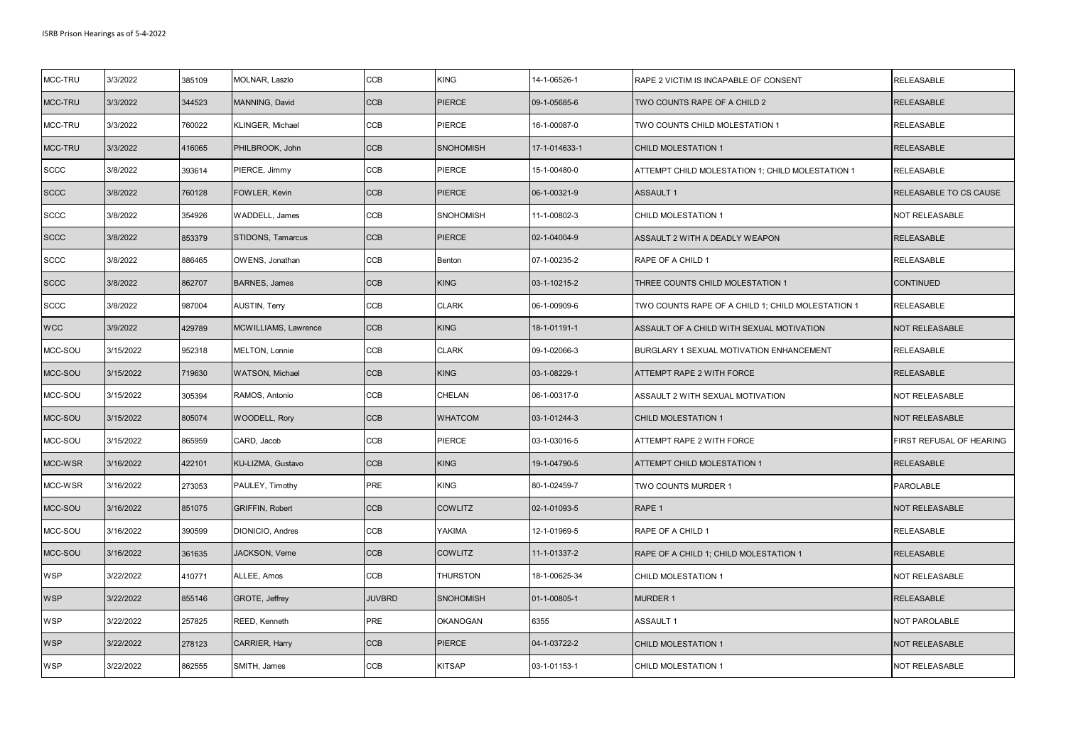| MCC-TRU | 3/3/2022 | 385109 | MOLNAR, Laszlo | CCB | KING | 14-1-06526-1 | RAPE 2 VICTIM IS INCAPABLE OF CONSENT | RELEASABLE |
|---|---|---|---|---|---|---|---|---|
| MCC-TRU | 3/3/2022 | 344523 | MANNING, David | CCB | PIERCE | 09-1-05685-6 | TWO COUNTS RAPE OF A CHILD 2 | RELEASABLE |
| MCC-TRU | 3/3/2022 | 760022 | KLINGER, Michael | CCB | PIERCE | 16-1-00087-0 | TWO COUNTS CHILD MOLESTATION 1 | RELEASABLE |
| MCC-TRU | 3/3/2022 | 416065 | PHILBROOK, John | CCB | SNOHOMISH | 17-1-014633-1 | CHILD MOLESTATION 1 | RELEASABLE |
| SCCC | 3/8/2022 | 393614 | PIERCE, Jimmy | CCB | PIERCE | 15-1-00480-0 | ATTEMPT CHILD MOLESTATION 1; CHILD MOLESTATION 1 | RELEASABLE |
| SCCC | 3/8/2022 | 760128 | FOWLER, Kevin | CCB | PIERCE | 06-1-00321-9 | ASSAULT 1 | RELEASABLE TO CS CAUSE |
| SCCC | 3/8/2022 | 354926 | WADDELL, James | CCB | SNOHOMISH | 11-1-00802-3 | CHILD MOLESTATION 1 | NOT RELEASABLE |
| SCCC | 3/8/2022 | 853379 | STIDONS, Tamarcus | CCB | PIERCE | 02-1-04004-9 | ASSAULT 2 WITH A DEADLY WEAPON | RELEASABLE |
| SCCC | 3/8/2022 | 886465 | OWENS, Jonathan | CCB | Benton | 07-1-00235-2 | RAPE OF A CHILD 1 | RELEASABLE |
| SCCC | 3/8/2022 | 862707 | BARNES, James | CCB | KING | 03-1-10215-2 | THREE COUNTS CHILD MOLESTATION 1 | CONTINUED |
| SCCC | 3/8/2022 | 987004 | AUSTIN, Terry | CCB | CLARK | 06-1-00909-6 | TWO COUNTS RAPE OF A CHILD 1; CHILD MOLESTATION 1 | RELEASABLE |
| WCC | 3/9/2022 | 429789 | MCWILLIAMS, Lawrence | CCB | KING | 18-1-01191-1 | ASSAULT OF A CHILD WITH SEXUAL MOTIVATION | NOT RELEASABLE |
| MCC-SOU | 3/15/2022 | 952318 | MELTON, Lonnie | CCB | CLARK | 09-1-02066-3 | BURGLARY 1 SEXUAL MOTIVATION ENHANCEMENT | RELEASABLE |
| MCC-SOU | 3/15/2022 | 719630 | WATSON, Michael | CCB | KING | 03-1-08229-1 | ATTEMPT RAPE 2 WITH FORCE | RELEASABLE |
| MCC-SOU | 3/15/2022 | 305394 | RAMOS, Antonio | CCB | CHELAN | 06-1-00317-0 | ASSAULT 2 WITH SEXUAL MOTIVATION | NOT RELEASABLE |
| MCC-SOU | 3/15/2022 | 805074 | WOODELL, Rory | CCB | WHATCOM | 03-1-01244-3 | CHILD MOLESTATION 1 | NOT RELEASABLE |
| MCC-SOU | 3/15/2022 | 865959 | CARD, Jacob | CCB | PIERCE | 03-1-03016-5 | ATTEMPT RAPE 2 WITH FORCE | FIRST REFUSAL OF HEARING |
| MCC-WSR | 3/16/2022 | 422101 | KU-LIZMA, Gustavo | CCB | KING | 19-1-04790-5 | ATTEMPT CHILD MOLESTATION 1 | RELEASABLE |
| MCC-WSR | 3/16/2022 | 273053 | PAULEY, Timothy | PRE | KING | 80-1-02459-7 | TWO COUNTS MURDER 1 | PAROLABLE |
| MCC-SOU | 3/16/2022 | 851075 | GRIFFIN, Robert | CCB | COWLITZ | 02-1-01093-5 | RAPE 1 | NOT RELEASABLE |
| MCC-SOU | 3/16/2022 | 390599 | DIONICIO, Andres | CCB | YAKIMA | 12-1-01969-5 | RAPE OF A CHILD 1 | RELEASABLE |
| MCC-SOU | 3/16/2022 | 361635 | JACKSON, Verne | CCB | COWLITZ | 11-1-01337-2 | RAPE OF A CHILD 1; CHILD MOLESTATION 1 | RELEASABLE |
| WSP | 3/22/2022 | 410771 | ALLEE, Amos | CCB | THURSTON | 18-1-00625-34 | CHILD MOLESTATION 1 | NOT RELEASABLE |
| WSP | 3/22/2022 | 855146 | GROTE, Jeffrey | JUVBRD | SNOHOMISH | 01-1-00805-1 | MURDER 1 | RELEASABLE |
| WSP | 3/22/2022 | 257825 | REED, Kenneth | PRE | OKANOGAN | 6355 | ASSAULT 1 | NOT PAROLABLE |
| WSP | 3/22/2022 | 278123 | CARRIER, Harry | CCB | PIERCE | 04-1-03722-2 | CHILD MOLESTATION 1 | NOT RELEASABLE |
| WSP | 3/22/2022 | 862555 | SMITH, James | CCB | KITSAP | 03-1-01153-1 | CHILD MOLESTATION 1 | NOT RELEASABLE |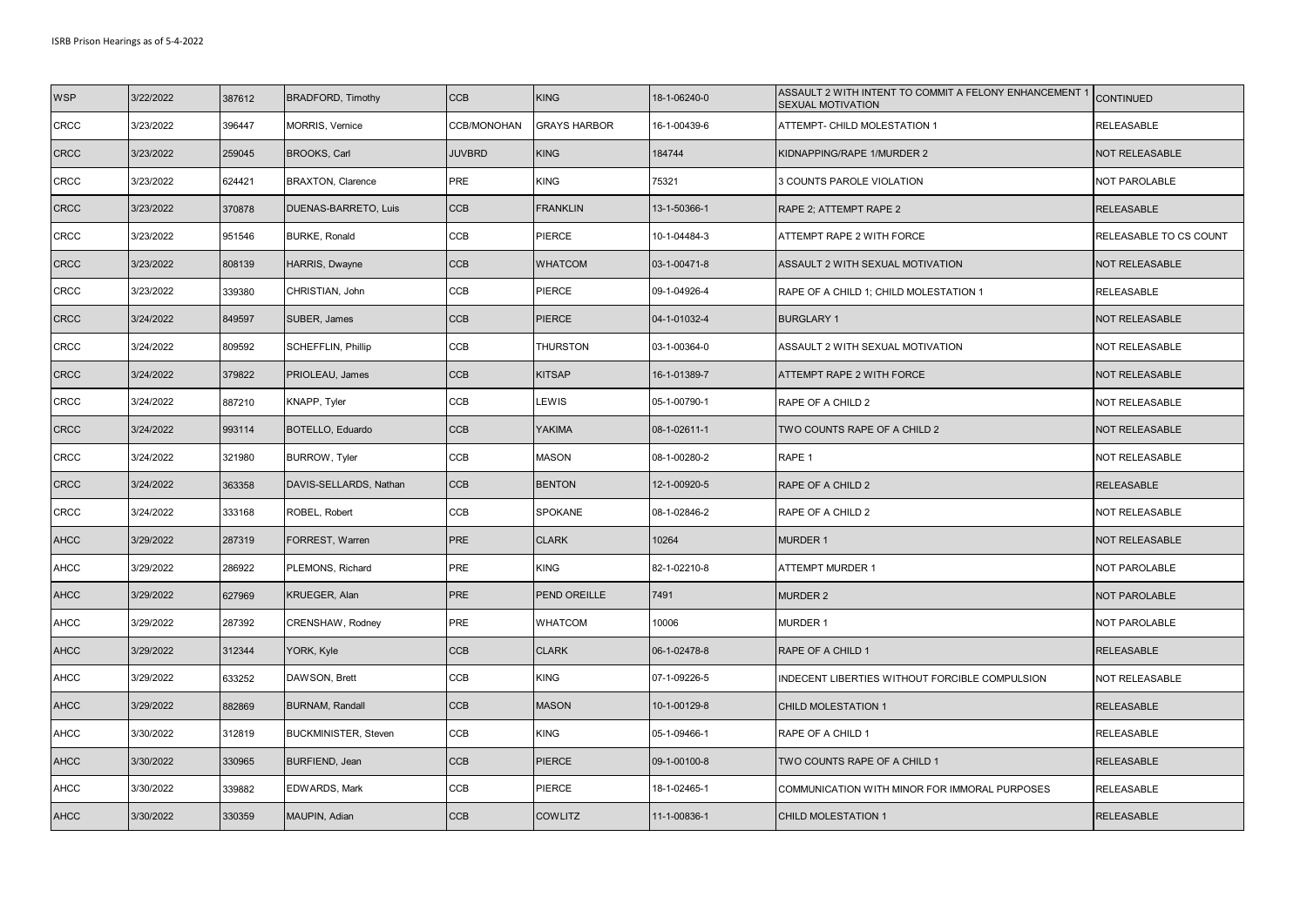| WSP | 3/22/2022 | 387612 | BRADFORD, Timothy | CCB | KING | 18-1-06240-0 | ASSAULT 2 WITH INTENT TO COMMIT A FELONY ENHANCEMENT 1 SEXUAL MOTIVATION | CONTINUED |
|---|---|---|---|---|---|---|---|---|
| CRCC | 3/23/2022 | 396447 | MORRIS, Vernice | CCB/MONOHAN | GRAYS HARBOR | 16-1-00439-6 | ATTEMPT- CHILD MOLESTATION 1 | RELEASABLE |
| CRCC | 3/23/2022 | 259045 | BROOKS, Carl | JUVBRD | KING | 184744 | KIDNAPPING/RAPE 1/MURDER 2 | NOT RELEASABLE |
| CRCC | 3/23/2022 | 624421 | BRAXTON, Clarence | PRE | KING | 75321 | 3 COUNTS PAROLE VIOLATION | NOT PAROLABLE |
| CRCC | 3/23/2022 | 370878 | DUENAS-BARRETO, Luis | CCB | FRANKLIN | 13-1-50366-1 | RAPE 2; ATTEMPT RAPE 2 | RELEASABLE |
| CRCC | 3/23/2022 | 951546 | BURKE, Ronald | CCB | PIERCE | 10-1-04484-3 | ATTEMPT RAPE 2 WITH FORCE | RELEASABLE TO CS COUNT |
| CRCC | 3/23/2022 | 808139 | HARRIS, Dwayne | CCB | WHATCOM | 03-1-00471-8 | ASSAULT 2 WITH SEXUAL MOTIVATION | NOT RELEASABLE |
| CRCC | 3/23/2022 | 339380 | CHRISTIAN, John | CCB | PIERCE | 09-1-04926-4 | RAPE OF A CHILD 1; CHILD MOLESTATION 1 | RELEASABLE |
| CRCC | 3/24/2022 | 849597 | SUBER, James | CCB | PIERCE | 04-1-01032-4 | BURGLARY 1 | NOT RELEASABLE |
| CRCC | 3/24/2022 | 809592 | SCHEFFLIN, Phillip | CCB | THURSTON | 03-1-00364-0 | ASSAULT 2 WITH SEXUAL MOTIVATION | NOT RELEASABLE |
| CRCC | 3/24/2022 | 379822 | PRIOLEAU, James | CCB | KITSAP | 16-1-01389-7 | ATTEMPT RAPE 2 WITH FORCE | NOT RELEASABLE |
| CRCC | 3/24/2022 | 887210 | KNAPP, Tyler | CCB | LEWIS | 05-1-00790-1 | RAPE OF A CHILD 2 | NOT RELEASABLE |
| CRCC | 3/24/2022 | 993114 | BOTELLO, Eduardo | CCB | YAKIMA | 08-1-02611-1 | TWO COUNTS RAPE OF A CHILD 2 | NOT RELEASABLE |
| CRCC | 3/24/2022 | 321980 | BURROW, Tyler | CCB | MASON | 08-1-00280-2 | RAPE 1 | NOT RELEASABLE |
| CRCC | 3/24/2022 | 363358 | DAVIS-SELLARDS, Nathan | CCB | BENTON | 12-1-00920-5 | RAPE OF A CHILD 2 | RELEASABLE |
| CRCC | 3/24/2022 | 333168 | ROBEL, Robert | CCB | SPOKANE | 08-1-02846-2 | RAPE OF A CHILD 2 | NOT RELEASABLE |
| AHCC | 3/29/2022 | 287319 | FORREST, Warren | PRE | CLARK | 10264 | MURDER 1 | NOT RELEASABLE |
| AHCC | 3/29/2022 | 286922 | PLEMONS, Richard | PRE | KING | 82-1-02210-8 | ATTEMPT MURDER 1 | NOT PAROLABLE |
| AHCC | 3/29/2022 | 627969 | KRUEGER, Alan | PRE | PEND OREILLE | 7491 | MURDER 2 | NOT PAROLABLE |
| AHCC | 3/29/2022 | 287392 | CRENSHAW, Rodney | PRE | WHATCOM | 10006 | MURDER 1 | NOT PAROLABLE |
| AHCC | 3/29/2022 | 312344 | YORK, Kyle | CCB | CLARK | 06-1-02478-8 | RAPE OF A CHILD 1 | RELEASABLE |
| AHCC | 3/29/2022 | 633252 | DAWSON, Brett | CCB | KING | 07-1-09226-5 | INDECENT LIBERTIES WITHOUT FORCIBLE COMPULSION | NOT RELEASABLE |
| AHCC | 3/29/2022 | 882869 | BURNAM, Randall | CCB | MASON | 10-1-00129-8 | CHILD MOLESTATION 1 | RELEASABLE |
| AHCC | 3/30/2022 | 312819 | BUCKMINISTER, Steven | CCB | KING | 05-1-09466-1 | RAPE OF A CHILD 1 | RELEASABLE |
| AHCC | 3/30/2022 | 330965 | BURFIEND, Jean | CCB | PIERCE | 09-1-00100-8 | TWO COUNTS RAPE OF A CHILD 1 | RELEASABLE |
| AHCC | 3/30/2022 | 339882 | EDWARDS, Mark | CCB | PIERCE | 18-1-02465-1 | COMMUNICATION WITH MINOR FOR IMMORAL PURPOSES | RELEASABLE |
| AHCC | 3/30/2022 | 330359 | MAUPIN, Adian | CCB | COWLITZ | 11-1-00836-1 | CHILD MOLESTATION 1 | RELEASABLE |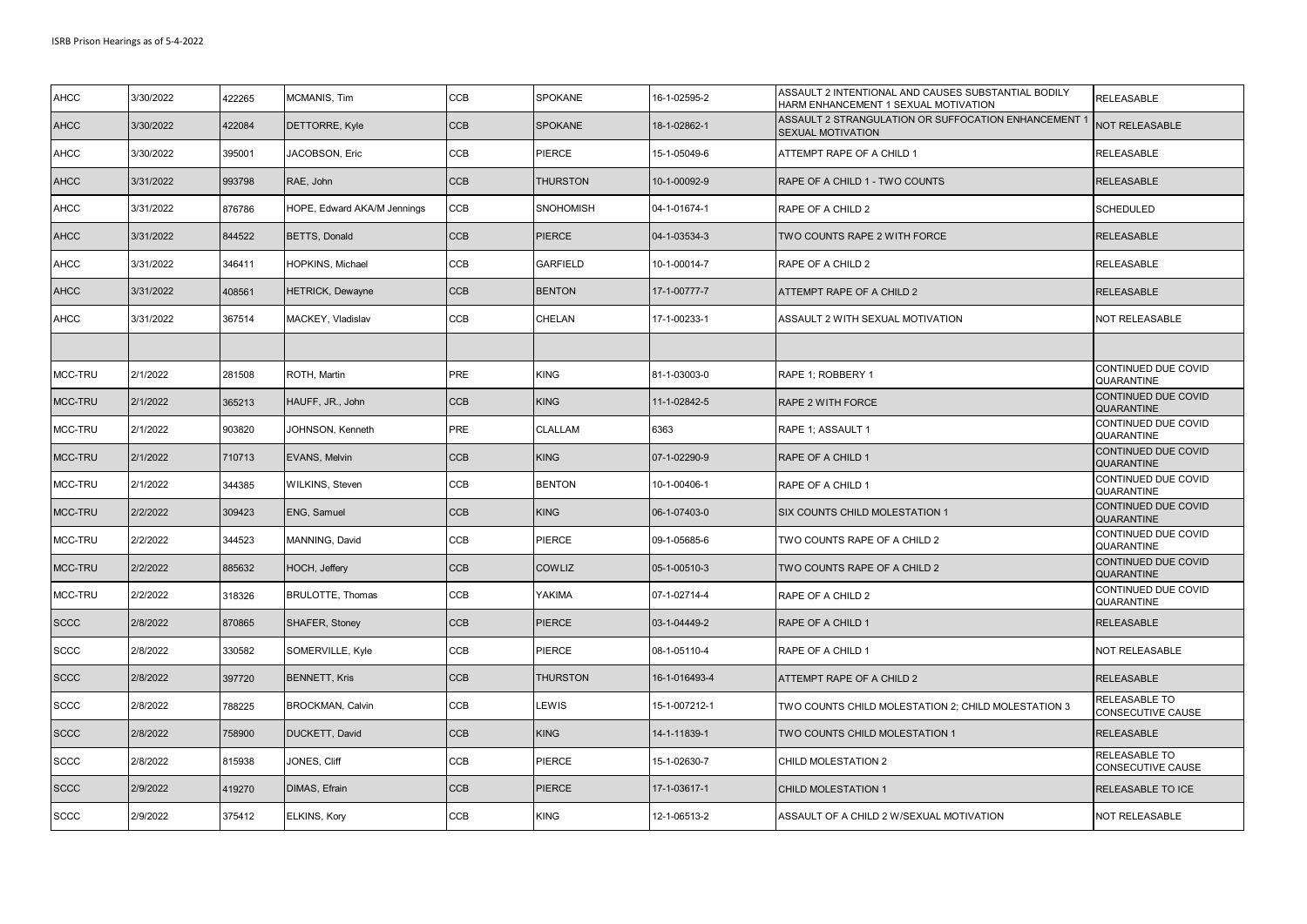| AHCC | 3/30/2022 | 422265 | MCMANIS, Tim | CCB | SPOKANE | 16-1-02595-2 | ASSAULT 2 INTENTIONAL AND CAUSES SUBSTANTIAL BODILY HARM ENHANCEMENT 1 SEXUAL MOTIVATION | RELEASABLE |
|---|---|---|---|---|---|---|---|---|
| AHCC | 3/30/2022 | 422084 | DETTORRE, Kyle | CCB | SPOKANE | 18-1-02862-1 | ASSAULT 2 STRANGULATION OR SUFFOCATION ENHANCEMENT 1 SEXUAL MOTIVATION | NOT RELEASABLE |
| AHCC | 3/30/2022 | 395001 | JACOBSON, Eric | CCB | PIERCE | 15-1-05049-6 | ATTEMPT RAPE OF A CHILD 1 | RELEASABLE |
| AHCC | 3/31/2022 | 993798 | RAE, John | CCB | THURSTON | 10-1-00092-9 | RAPE OF A CHILD 1 - TWO COUNTS | RELEASABLE |
| AHCC | 3/31/2022 | 876786 | HOPE, Edward AKA/M Jennings | CCB | SNOHOMISH | 04-1-01674-1 | RAPE OF A CHILD 2 | SCHEDULED |
| AHCC | 3/31/2022 | 844522 | BETTS, Donald | CCB | PIERCE | 04-1-03534-3 | TWO COUNTS RAPE 2 WITH FORCE | RELEASABLE |
| AHCC | 3/31/2022 | 346411 | HOPKINS, Michael | CCB | GARFIELD | 10-1-00014-7 | RAPE OF A CHILD 2 | RELEASABLE |
| AHCC | 3/31/2022 | 408561 | HETRICK, Dewayne | CCB | BENTON | 17-1-00777-7 | ATTEMPT RAPE OF A CHILD 2 | RELEASABLE |
| AHCC | 3/31/2022 | 367514 | MACKEY, Vladislav | CCB | CHELAN | 17-1-00233-1 | ASSAULT 2 WITH SEXUAL MOTIVATION | NOT RELEASABLE |
| | | | | | | | | |
| MCC-TRU | 2/1/2022 | 281508 | ROTH, Martin | PRE | KING | 81-1-03003-0 | RAPE 1; ROBBERY 1 | CONTINUED DUE COVID QUARANTINE |
| MCC-TRU | 2/1/2022 | 365213 | HAUFF, JR., John | CCB | KING | 11-1-02842-5 | RAPE 2 WITH FORCE | CONTINUED DUE COVID QUARANTINE |
| MCC-TRU | 2/1/2022 | 903820 | JOHNSON, Kenneth | PRE | CLALLAM | 6363 | RAPE 1; ASSAULT 1 | CONTINUED DUE COVID QUARANTINE |
| MCC-TRU | 2/1/2022 | 710713 | EVANS, Melvin | CCB | KING | 07-1-02290-9 | RAPE OF A CHILD 1 | CONTINUED DUE COVID QUARANTINE |
| MCC-TRU | 2/1/2022 | 344385 | WILKINS, Steven | CCB | BENTON | 10-1-00406-1 | RAPE OF A CHILD 1 | CONTINUED DUE COVID QUARANTINE |
| MCC-TRU | 2/2/2022 | 309423 | ENG, Samuel | CCB | KING | 06-1-07403-0 | SIX COUNTS CHILD MOLESTATION 1 | CONTINUED DUE COVID QUARANTINE |
| MCC-TRU | 2/2/2022 | 344523 | MANNING, David | CCB | PIERCE | 09-1-05685-6 | TWO COUNTS RAPE OF A CHILD 2 | CONTINUED DUE COVID QUARANTINE |
| MCC-TRU | 2/2/2022 | 885632 | HOCH, Jeffery | CCB | COWLIZ | 05-1-00510-3 | TWO COUNTS RAPE OF A CHILD 2 | CONTINUED DUE COVID QUARANTINE |
| MCC-TRU | 2/2/2022 | 318326 | BRULOTTE, Thomas | CCB | YAKIMA | 07-1-02714-4 | RAPE OF A CHILD 2 | CONTINUED DUE COVID QUARANTINE |
| SCCC | 2/8/2022 | 870865 | SHAFER, Stoney | CCB | PIERCE | 03-1-04449-2 | RAPE OF A CHILD 1 | RELEASABLE |
| SCCC | 2/8/2022 | 330582 | SOMERVILLE, Kyle | CCB | PIERCE | 08-1-05110-4 | RAPE OF A CHILD 1 | NOT RELEASABLE |
| SCCC | 2/8/2022 | 397720 | BENNETT, Kris | CCB | THURSTON | 16-1-016493-4 | ATTEMPT RAPE OF A CHILD 2 | RELEASABLE |
| SCCC | 2/8/2022 | 788225 | BROCKMAN, Calvin | CCB | LEWIS | 15-1-007212-1 | TWO COUNTS CHILD MOLESTATION 2; CHILD MOLESTATION 3 | RELEASABLE TO CONSECUTIVE CAUSE |
| SCCC | 2/8/2022 | 758900 | DUCKETT, David | CCB | KING | 14-1-11839-1 | TWO COUNTS CHILD MOLESTATION 1 | RELEASABLE |
| SCCC | 2/8/2022 | 815938 | JONES, Cliff | CCB | PIERCE | 15-1-02630-7 | CHILD MOLESTATION 2 | RELEASABLE TO CONSECUTIVE CAUSE |
| SCCC | 2/9/2022 | 419270 | DIMAS, Efrain | CCB | PIERCE | 17-1-03617-1 | CHILD MOLESTATION 1 | RELEASABLE TO ICE |
| SCCC | 2/9/2022 | 375412 | ELKINS, Kory | CCB | KING | 12-1-06513-2 | ASSAULT OF A CHILD 2 W/SEXUAL MOTIVATION | NOT RELEASABLE |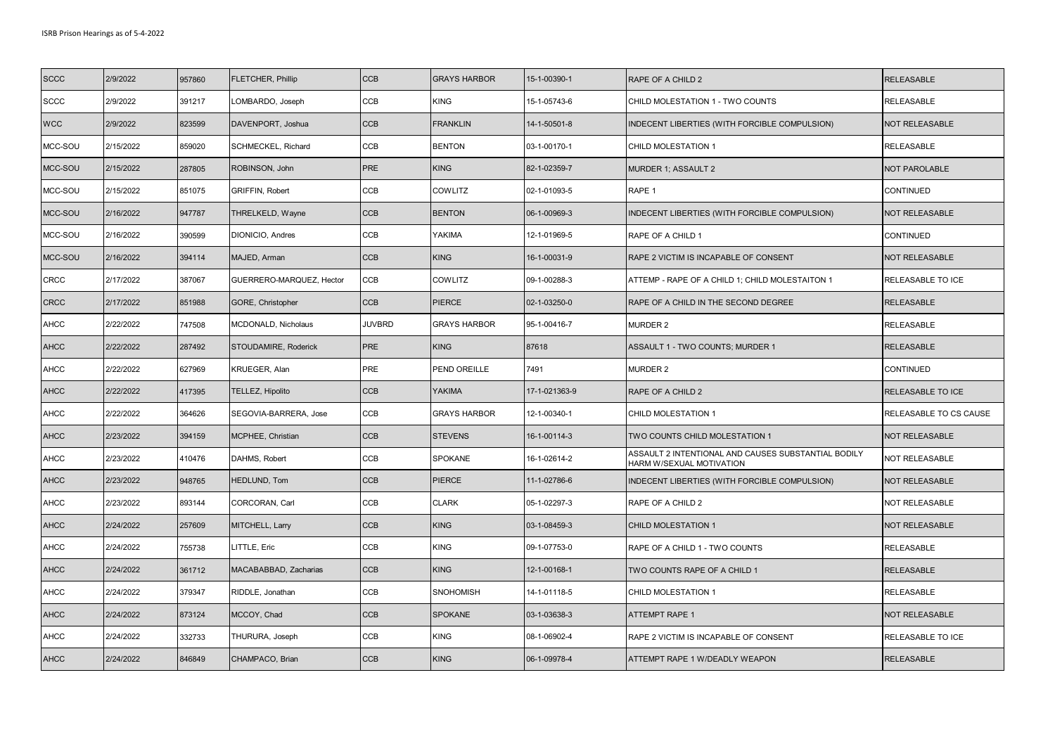| | | | | | | | | |
|---|---|---|---|---|---|---|---|---|
| SCCC | 2/9/2022 | 957860 | FLETCHER, Phillip | CCB | GRAYS HARBOR | 15-1-00390-1 | RAPE OF A CHILD 2 | RELEASABLE |
| SCCC | 2/9/2022 | 391217 | LOMBARDO, Joseph | CCB | KING | 15-1-05743-6 | CHILD MOLESTATION 1 - TWO COUNTS | RELEASABLE |
| WCC | 2/9/2022 | 823599 | DAVENPORT, Joshua | CCB | FRANKLIN | 14-1-50501-8 | INDECENT LIBERTIES (WITH FORCIBLE COMPULSION) | NOT RELEASABLE |
| MCC-SOU | 2/15/2022 | 859020 | SCHMECKEL, Richard | CCB | BENTON | 03-1-00170-1 | CHILD MOLESTATION 1 | RELEASABLE |
| MCC-SOU | 2/15/2022 | 287805 | ROBINSON, John | PRE | KING | 82-1-02359-7 | MURDER 1; ASSAULT 2 | NOT PAROLABLE |
| MCC-SOU | 2/15/2022 | 851075 | GRIFFIN, Robert | CCB | COWLITZ | 02-1-01093-5 | RAPE 1 | CONTINUED |
| MCC-SOU | 2/16/2022 | 947787 | THRELKELD, Wayne | CCB | BENTON | 06-1-00969-3 | INDECENT LIBERTIES (WITH FORCIBLE COMPULSION) | NOT RELEASABLE |
| MCC-SOU | 2/16/2022 | 390599 | DIONICIO, Andres | CCB | YAKIMA | 12-1-01969-5 | RAPE OF A CHILD 1 | CONTINUED |
| MCC-SOU | 2/16/2022 | 394114 | MAJED, Arman | CCB | KING | 16-1-00031-9 | RAPE 2 VICTIM IS INCAPABLE OF CONSENT | NOT RELEASABLE |
| CRCC | 2/17/2022 | 387067 | GUERRERO-MARQUEZ, Hector | CCB | COWLITZ | 09-1-00288-3 | ATTEMP - RAPE OF A CHILD 1; CHILD MOLESTAITON 1 | RELEASABLE TO ICE |
| CRCC | 2/17/2022 | 851988 | GORE, Christopher | CCB | PIERCE | 02-1-03250-0 | RAPE OF A CHILD IN THE SECOND DEGREE | RELEASABLE |
| AHCC | 2/22/2022 | 747508 | MCDONALD, Nicholaus | JUVBRD | GRAYS HARBOR | 95-1-00416-7 | MURDER 2 | RELEASABLE |
| AHCC | 2/22/2022 | 287492 | STOUDAMIRE, Roderick | PRE | KING | 87618 | ASSAULT 1 - TWO COUNTS; MURDER 1 | RELEASABLE |
| AHCC | 2/22/2022 | 627969 | KRUEGER, Alan | PRE | PEND OREILLE | 7491 | MURDER 2 | CONTINUED |
| AHCC | 2/22/2022 | 417395 | TELLEZ, Hipolito | CCB | YAKIMA | 17-1-021363-9 | RAPE OF A CHILD 2 | RELEASABLE TO ICE |
| AHCC | 2/22/2022 | 364626 | SEGOVIA-BARRERA, Jose | CCB | GRAYS HARBOR | 12-1-00340-1 | CHILD MOLESTATION 1 | RELEASABLE TO CS CAUSE |
| AHCC | 2/23/2022 | 394159 | MCPHEE, Christian | CCB | STEVENS | 16-1-00114-3 | TWO COUNTS CHILD MOLESTATION 1 | NOT RELEASABLE |
| AHCC | 2/23/2022 | 410476 | DAHMS, Robert | CCB | SPOKANE | 16-1-02614-2 | ASSAULT 2 INTENTIONAL AND CAUSES SUBSTANTIAL BODILY HARM W/SEXUAL MOTIVATION | NOT RELEASABLE |
| AHCC | 2/23/2022 | 948765 | HEDLUND, Tom | CCB | PIERCE | 11-1-02786-6 | INDECENT LIBERTIES (WITH FORCIBLE COMPULSION) | NOT RELEASABLE |
| AHCC | 2/23/2022 | 893144 | CORCORAN, Carl | CCB | CLARK | 05-1-02297-3 | RAPE OF A CHILD 2 | NOT RELEASABLE |
| AHCC | 2/24/2022 | 257609 | MITCHELL, Larry | CCB | KING | 03-1-08459-3 | CHILD MOLESTATION 1 | NOT RELEASABLE |
| AHCC | 2/24/2022 | 755738 | LITTLE, Eric | CCB | KING | 09-1-07753-0 | RAPE OF A CHILD 1 - TWO COUNTS | RELEASABLE |
| AHCC | 2/24/2022 | 361712 | MACABABBAD, Zacharias | CCB | KING | 12-1-00168-1 | TWO COUNTS RAPE OF A CHILD 1 | RELEASABLE |
| AHCC | 2/24/2022 | 379347 | RIDDLE, Jonathan | CCB | SNOHOMISH | 14-1-01118-5 | CHILD MOLESTATION 1 | RELEASABLE |
| AHCC | 2/24/2022 | 873124 | MCCOY, Chad | CCB | SPOKANE | 03-1-03638-3 | ATTEMPT RAPE 1 | NOT RELEASABLE |
| AHCC | 2/24/2022 | 332733 | THURURA, Joseph | CCB | KING | 08-1-06902-4 | RAPE 2 VICTIM IS INCAPABLE OF CONSENT | RELEASABLE TO ICE |
| AHCC | 2/24/2022 | 846849 | CHAMPACO, Brian | CCB | KING | 06-1-09978-4 | ATTEMPT RAPE 1 W/DEADLY WEAPON | RELEASABLE |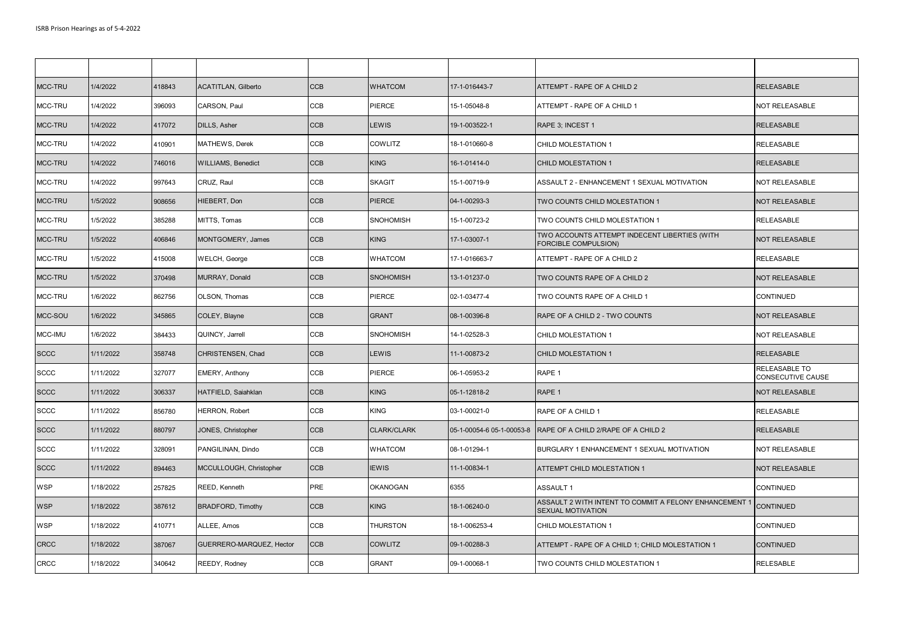| | | | | | | | | |
|---|---|---|---|---|---|---|---|---|
| MCC-TRU | 1/4/2022 | 418843 | ACATITLAN, Gilberto | CCB | WHATCOM | 17-1-016443-7 | ATTEMPT - RAPE OF A CHILD 2 | RELEASABLE |
| MCC-TRU | 1/4/2022 | 396093 | CARSON, Paul | CCB | PIERCE | 15-1-05048-8 | ATTEMPT - RAPE OF A CHILD 1 | NOT RELEASABLE |
| MCC-TRU | 1/4/2022 | 417072 | DILLS, Asher | CCB | LEWIS | 19-1-003522-1 | RAPE 3; INCEST 1 | RELEASABLE |
| MCC-TRU | 1/4/2022 | 410901 | MATHEWS, Derek | CCB | COWLITZ | 18-1-010660-8 | CHILD MOLESTATION 1 | RELEASABLE |
| MCC-TRU | 1/4/2022 | 746016 | WILLIAMS, Benedict | CCB | KING | 16-1-01414-0 | CHILD MOLESTATION 1 | RELEASABLE |
| MCC-TRU | 1/4/2022 | 997643 | CRUZ, Raul | CCB | SKAGIT | 15-1-00719-9 | ASSAULT 2 - ENHANCEMENT 1 SEXUAL MOTIVATION | NOT RELEASABLE |
| MCC-TRU | 1/5/2022 | 908656 | HIEBERT, Don | CCB | PIERCE | 04-1-00293-3 | TWO COUNTS CHILD MOLESTATION 1 | NOT RELEASABLE |
| MCC-TRU | 1/5/2022 | 385288 | MITTS, Tomas | CCB | SNOHOMISH | 15-1-00723-2 | TWO COUNTS CHILD MOLESTATION 1 | RELEASABLE |
| MCC-TRU | 1/5/2022 | 406846 | MONTGOMERY, James | CCB | KING | 17-1-03007-1 | TWO ACCOUNTS ATTEMPT INDECENT LIBERTIES (WITH FORCIBLE COMPULSION) | NOT RELEASABLE |
| MCC-TRU | 1/5/2022 | 415008 | WELCH, George | CCB | WHATCOM | 17-1-016663-7 | ATTEMPT - RAPE OF A CHILD 2 | RELEASABLE |
| MCC-TRU | 1/5/2022 | 370498 | MURRAY, Donald | CCB | SNOHOMISH | 13-1-01237-0 | TWO COUNTS RAPE OF A CHILD 2 | NOT RELEASABLE |
| MCC-TRU | 1/6/2022 | 862756 | OLSON, Thomas | CCB | PIERCE | 02-1-03477-4 | TWO COUNTS RAPE OF A CHILD 1 | CONTINUED |
| MCC-SOU | 1/6/2022 | 345865 | COLEY, Blayne | CCB | GRANT | 08-1-00396-8 | RAPE OF A CHILD 2 - TWO COUNTS | NOT RELEASABLE |
| MCC-IMU | 1/6/2022 | 384433 | QUINCY, Jarrell | CCB | SNOHOMISH | 14-1-02528-3 | CHILD MOLESTATION 1 | NOT RELEASABLE |
| SCCC | 1/11/2022 | 358748 | CHRISTENSEN, Chad | CCB | LEWIS | 11-1-00873-2 | CHILD MOLESTATION 1 | RELEASABLE |
| SCCC | 1/11/2022 | 327077 | EMERY, Anthony | CCB | PIERCE | 06-1-05953-2 | RAPE 1 | RELEASABLE TO CONSECUTIVE CAUSE |
| SCCC | 1/11/2022 | 306337 | HATFIELD, Saiahklan | CCB | KING | 05-1-12818-2 | RAPE 1 | NOT RELEASABLE |
| SCCC | 1/11/2022 | 856780 | HERRON, Robert | CCB | KING | 03-1-00021-0 | RAPE OF A CHILD 1 | RELEASABLE |
| SCCC | 1/11/2022 | 880797 | JONES, Christopher | CCB | CLARK/CLARK | 05-1-00054-6 05-1-00053-8 | RAPE OF A CHILD 2/RAPE OF A CHILD 2 | RELEASABLE |
| SCCC | 1/11/2022 | 328091 | PANGILINAN, Dindo | CCB | WHATCOM | 08-1-01294-1 | BURGLARY 1 ENHANCEMENT 1 SEXUAL MOTIVATION | NOT RELEASABLE |
| SCCC | 1/11/2022 | 894463 | MCCULLOUGH, Christopher | CCB | IEWIS | 11-1-00834-1 | ATTEMPT CHILD MOLESTATION 1 | NOT RELEASABLE |
| WSP | 1/18/2022 | 257825 | REED, Kenneth | PRE | OKANOGAN | 6355 | ASSAULT 1 | CONTINUED |
| WSP | 1/18/2022 | 387612 | BRADFORD, Timothy | CCB | KING | 18-1-06240-0 | ASSAULT 2 WITH INTENT TO COMMIT A FELONY ENHANCEMENT 1 SEXUAL MOTIVATION | CONTINUED |
| WSP | 1/18/2022 | 410771 | ALLEE, Amos | CCB | THURSTON | 18-1-006253-4 | CHILD MOLESTATION 1 | CONTINUED |
| CRCC | 1/18/2022 | 387067 | GUERRERO-MARQUEZ, Hector | CCB | COWLITZ | 09-1-00288-3 | ATTEMPT - RAPE OF A CHILD 1; CHILD MOLESTATION 1 | CONTINUED |
| CRCC | 1/18/2022 | 340642 | REEDY, Rodney | CCB | GRANT | 09-1-00068-1 | TWO COUNTS CHILD MOLESTATION 1 | RELESABLE |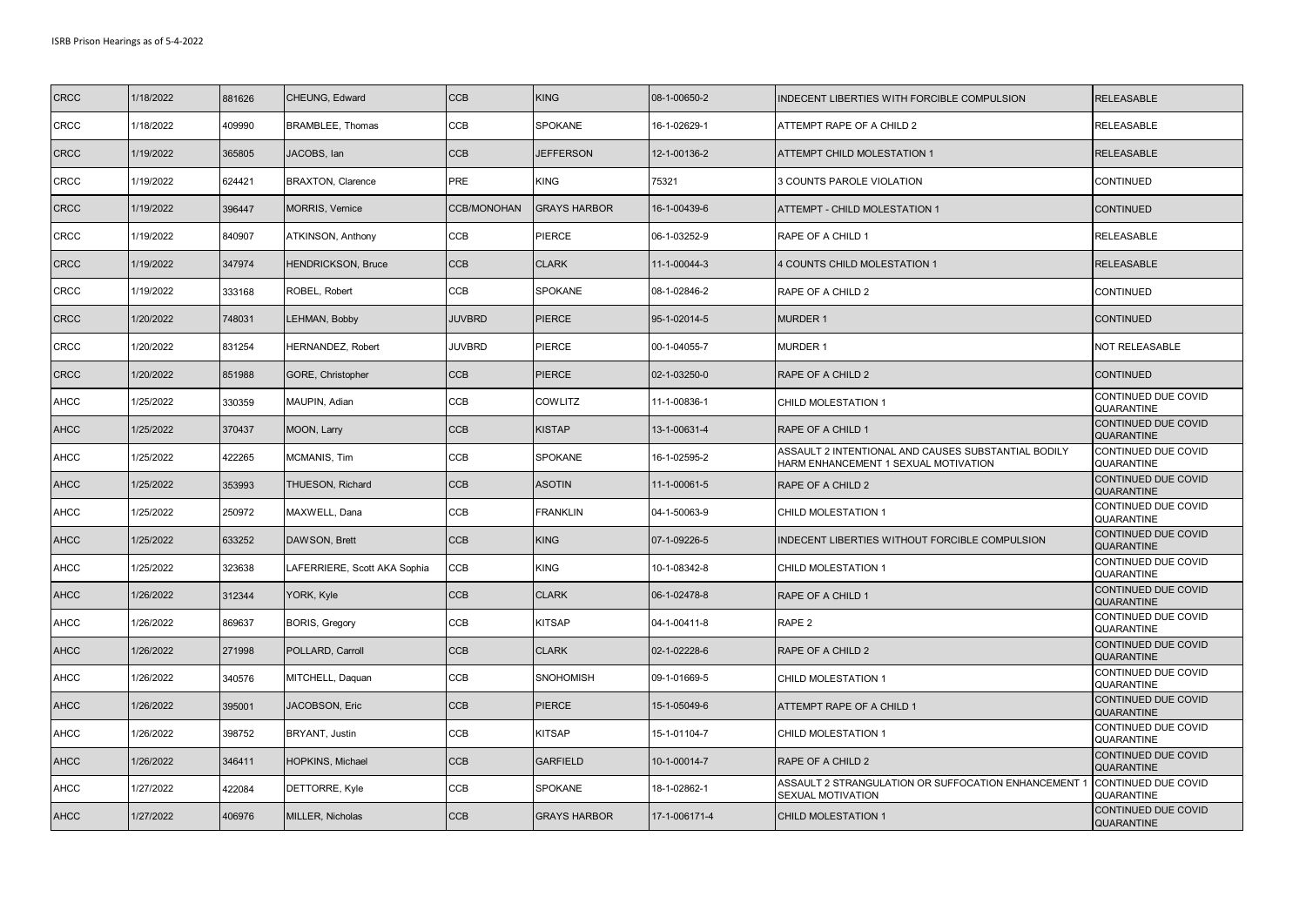| | | | | | | | | |
|---|---|---|---|---|---|---|---|---|
| CRCC | 1/18/2022 | 881626 | CHEUNG, Edward | CCB | KING | 08-1-00650-2 | INDECENT LIBERTIES WITH FORCIBLE COMPULSION | RELEASABLE |
| CRCC | 1/18/2022 | 409990 | BRAMBLEE, Thomas | CCB | SPOKANE | 16-1-02629-1 | ATTEMPT RAPE OF A CHILD 2 | RELEASABLE |
| CRCC | 1/19/2022 | 365805 | JACOBS, Ian | CCB | JEFFERSON | 12-1-00136-2 | ATTEMPT CHILD MOLESTATION 1 | RELEASABLE |
| CRCC | 1/19/2022 | 624421 | BRAXTON, Clarence | PRE | KING | 75321 | 3 COUNTS PAROLE VIOLATION | CONTINUED |
| CRCC | 1/19/2022 | 396447 | MORRIS, Vernice | CCB/MONOHAN | GRAYS HARBOR | 16-1-00439-6 | ATTEMPT - CHILD MOLESTATION 1 | CONTINUED |
| CRCC | 1/19/2022 | 840907 | ATKINSON, Anthony | CCB | PIERCE | 06-1-03252-9 | RAPE OF A CHILD 1 | RELEASABLE |
| CRCC | 1/19/2022 | 347974 | HENDRICKSON, Bruce | CCB | CLARK | 11-1-00044-3 | 4 COUNTS CHILD MOLESTATION 1 | RELEASABLE |
| CRCC | 1/19/2022 | 333168 | ROBEL, Robert | CCB | SPOKANE | 08-1-02846-2 | RAPE OF A CHILD 2 | CONTINUED |
| CRCC | 1/20/2022 | 748031 | LEHMAN, Bobby | JUVBRD | PIERCE | 95-1-02014-5 | MURDER 1 | CONTINUED |
| CRCC | 1/20/2022 | 831254 | HERNANDEZ, Robert | JUVBRD | PIERCE | 00-1-04055-7 | MURDER 1 | NOT RELEASABLE |
| CRCC | 1/20/2022 | 851988 | GORE, Christopher | CCB | PIERCE | 02-1-03250-0 | RAPE OF A CHILD 2 | CONTINUED |
| AHCC | 1/25/2022 | 330359 | MAUPIN, Adian | CCB | COWLITZ | 11-1-00836-1 | CHILD MOLESTATION 1 | CONTINUED DUE COVID QUARANTINE |
| AHCC | 1/25/2022 | 370437 | MOON, Larry | CCB | KISTAP | 13-1-00631-4 | RAPE OF A CHILD 1 | CONTINUED DUE COVID QUARANTINE |
| AHCC | 1/25/2022 | 422265 | MCMANIS, Tim | CCB | SPOKANE | 16-1-02595-2 | ASSAULT 2 INTENTIONAL AND CAUSES SUBSTANTIAL BODILY HARM ENHANCEMENT 1 SEXUAL MOTIVATION | CONTINUED DUE COVID QUARANTINE |
| AHCC | 1/25/2022 | 353993 | THUESON, Richard | CCB | ASOTIN | 11-1-00061-5 | RAPE OF A CHILD 2 | CONTINUED DUE COVID QUARANTINE |
| AHCC | 1/25/2022 | 250972 | MAXWELL, Dana | CCB | FRANKLIN | 04-1-50063-9 | CHILD MOLESTATION 1 | CONTINUED DUE COVID QUARANTINE |
| AHCC | 1/25/2022 | 633252 | DAWSON, Brett | CCB | KING | 07-1-09226-5 | INDECENT LIBERTIES WITHOUT FORCIBLE COMPULSION | CONTINUED DUE COVID QUARANTINE |
| AHCC | 1/25/2022 | 323638 | LAFERRIERE, Scott AKA Sophia | CCB | KING | 10-1-08342-8 | CHILD MOLESTATION 1 | CONTINUED DUE COVID QUARANTINE |
| AHCC | 1/26/2022 | 312344 | YORK, Kyle | CCB | CLARK | 06-1-02478-8 | RAPE OF A CHILD 1 | CONTINUED DUE COVID QUARANTINE |
| AHCC | 1/26/2022 | 869637 | BORIS, Gregory | CCB | KITSAP | 04-1-00411-8 | RAPE 2 | CONTINUED DUE COVID QUARANTINE |
| AHCC | 1/26/2022 | 271998 | POLLARD, Carroll | CCB | CLARK | 02-1-02228-6 | RAPE OF A CHILD 2 | CONTINUED DUE COVID QUARANTINE |
| AHCC | 1/26/2022 | 340576 | MITCHELL, Daquan | CCB | SNOHOMISH | 09-1-01669-5 | CHILD MOLESTATION 1 | CONTINUED DUE COVID QUARANTINE |
| AHCC | 1/26/2022 | 395001 | JACOBSON, Eric | CCB | PIERCE | 15-1-05049-6 | ATTEMPT RAPE OF A CHILD 1 | CONTINUED DUE COVID QUARANTINE |
| AHCC | 1/26/2022 | 398752 | BRYANT, Justin | CCB | KITSAP | 15-1-01104-7 | CHILD MOLESTATION 1 | CONTINUED DUE COVID QUARANTINE |
| AHCC | 1/26/2022 | 346411 | HOPKINS, Michael | CCB | GARFIELD | 10-1-00014-7 | RAPE OF A CHILD 2 | CONTINUED DUE COVID QUARANTINE |
| AHCC | 1/27/2022 | 422084 | DETTORRE, Kyle | CCB | SPOKANE | 18-1-02862-1 | ASSAULT 2 STRANGULATION OR SUFFOCATION ENHANCEMENT 1 SEXUAL MOTIVATION | CONTINUED DUE COVID QUARANTINE |
| AHCC | 1/27/2022 | 406976 | MILLER, Nicholas | CCB | GRAYS HARBOR | 17-1-006171-4 | CHILD MOLESTATION 1 | CONTINUED DUE COVID QUARANTINE |